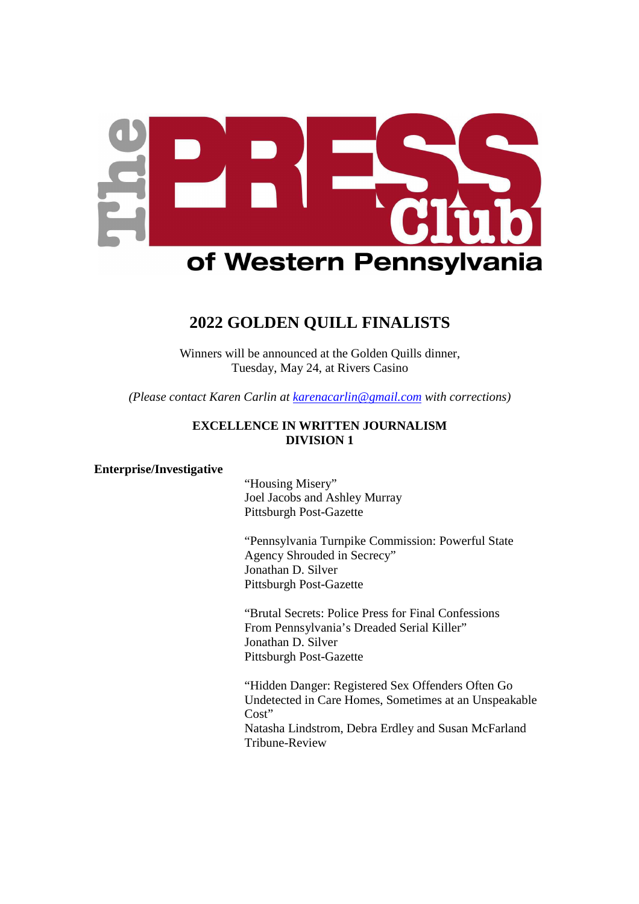# The PRESS Club of Western Pennsylvania

## 2022 GOLDEN QUILL FINALISTS

Winners will be announced at the Golden Quills dinner,
Tuesday, May 24, at Rivers Casino

*(Please contact Karen Carlin at karenacarlin@gmail.com with corrections)*

### EXCELLENCE IN WRITTEN JOURNALISM
### DIVISION 1

**Enterprise/Investigative**

"Housing Misery"
Joel Jacobs and Ashley Murray
Pittsburgh Post-Gazette

"Pennsylvania Turnpike Commission: Powerful State Agency Shrouded in Secrecy"
Jonathan D. Silver
Pittsburgh Post-Gazette

"Brutal Secrets: Police Press for Final Confessions From Pennsylvania's Dreaded Serial Killer"
Jonathan D. Silver
Pittsburgh Post-Gazette

"Hidden Danger: Registered Sex Offenders Often Go Undetected in Care Homes, Sometimes at an Unspeakable Cost"
Natasha Lindstrom, Debra Erdley and Susan McFarland
Tribune-Review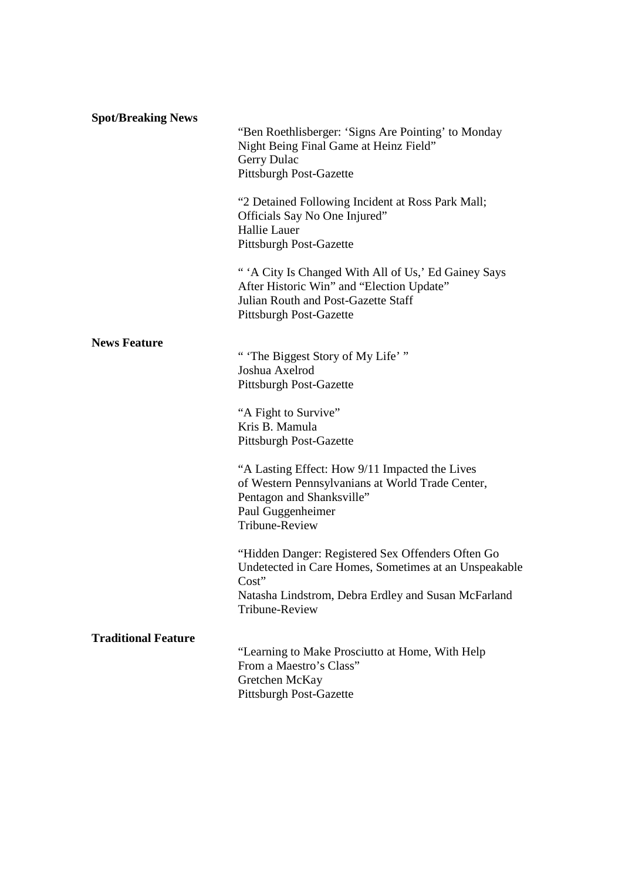**Spot/Breaking News**

"Ben Roethlisberger: 'Signs Are Pointing' to Monday Night Being Final Game at Heinz Field"
Gerry Dulac
Pittsburgh Post-Gazette

"2 Detained Following Incident at Ross Park Mall; Officials Say No One Injured"
Hallie Lauer
Pittsburgh Post-Gazette

" 'A City Is Changed With All of Us,' Ed Gainey Says After Historic Win" and "Election Update"
Julian Routh and Post-Gazette Staff
Pittsburgh Post-Gazette

**News Feature**

" 'The Biggest Story of My Life' "
Joshua Axelrod
Pittsburgh Post-Gazette

"A Fight to Survive"
Kris B. Mamula
Pittsburgh Post-Gazette

"A Lasting Effect: How 9/11 Impacted the Lives of Western Pennsylvanians at World Trade Center, Pentagon and Shanksville"
Paul Guggenheimer
Tribune-Review

"Hidden Danger: Registered Sex Offenders Often Go Undetected in Care Homes, Sometimes at an Unspeakable Cost"
Natasha Lindstrom, Debra Erdley and Susan McFarland
Tribune-Review

**Traditional Feature**

"Learning to Make Prosciutto at Home, With Help From a Maestro's Class"
Gretchen McKay
Pittsburgh Post-Gazette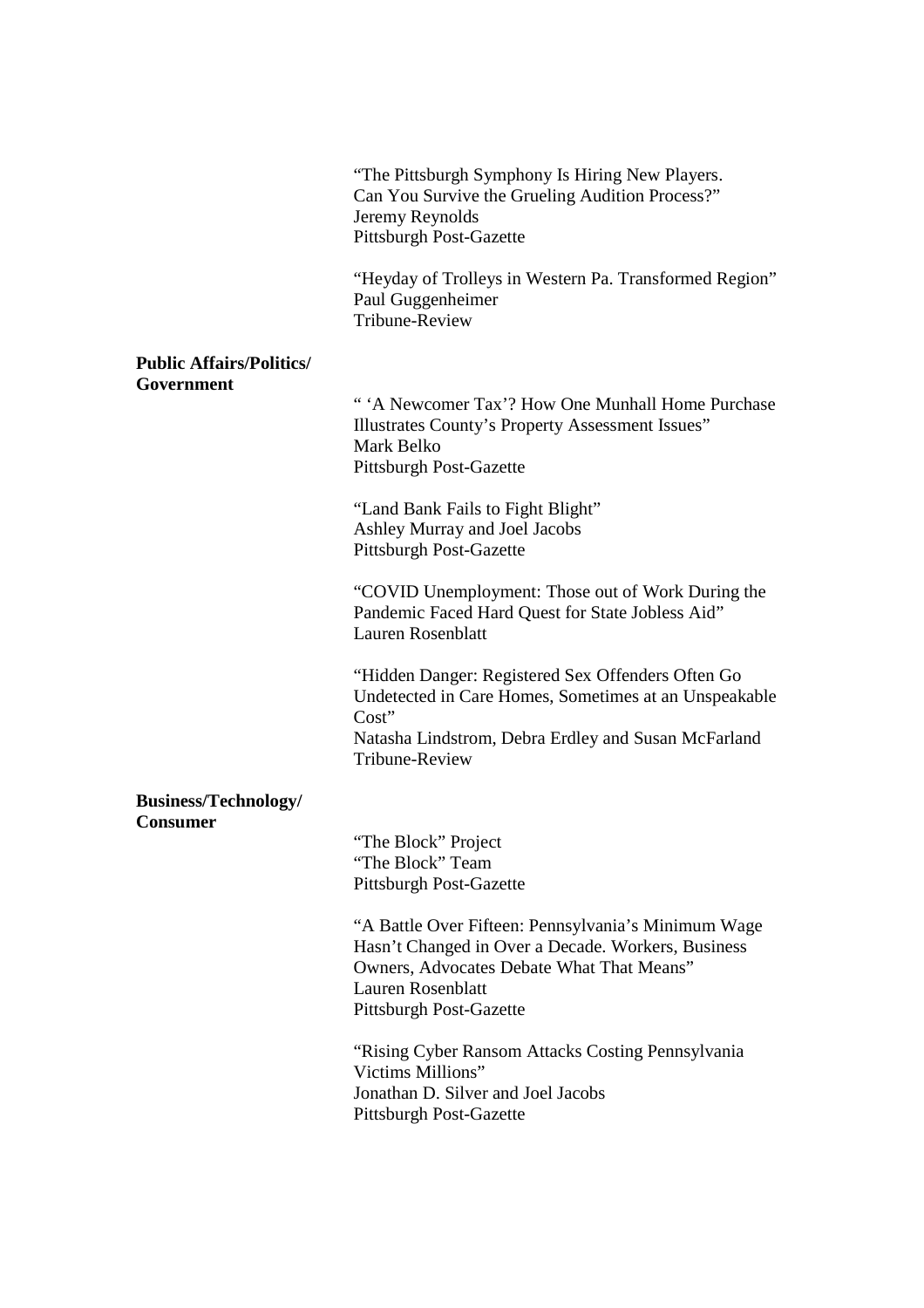"The Pittsburgh Symphony Is Hiring New Players. Can You Survive the Grueling Audition Process?"
Jeremy Reynolds
Pittsburgh Post-Gazette

"Heyday of Trolleys in Western Pa. Transformed Region"
Paul Guggenheimer
Tribune-Review

**Public Affairs/Politics/ Government**

" 'A Newcomer Tax'? How One Munhall Home Purchase Illustrates County's Property Assessment Issues"
Mark Belko
Pittsburgh Post-Gazette

"Land Bank Fails to Fight Blight"
Ashley Murray and Joel Jacobs
Pittsburgh Post-Gazette

"COVID Unemployment: Those out of Work During the Pandemic Faced Hard Quest for State Jobless Aid"
Lauren Rosenblatt

"Hidden Danger: Registered Sex Offenders Often Go Undetected in Care Homes, Sometimes at an Unspeakable Cost"
Natasha Lindstrom, Debra Erdley and Susan McFarland
Tribune-Review

**Business/Technology/ Consumer**

"The Block" Project
"The Block" Team
Pittsburgh Post-Gazette

"A Battle Over Fifteen: Pennsylvania's Minimum Wage Hasn't Changed in Over a Decade. Workers, Business Owners, Advocates Debate What That Means"
Lauren Rosenblatt
Pittsburgh Post-Gazette

"Rising Cyber Ransom Attacks Costing Pennsylvania Victims Millions"
Jonathan D. Silver and Joel Jacobs
Pittsburgh Post-Gazette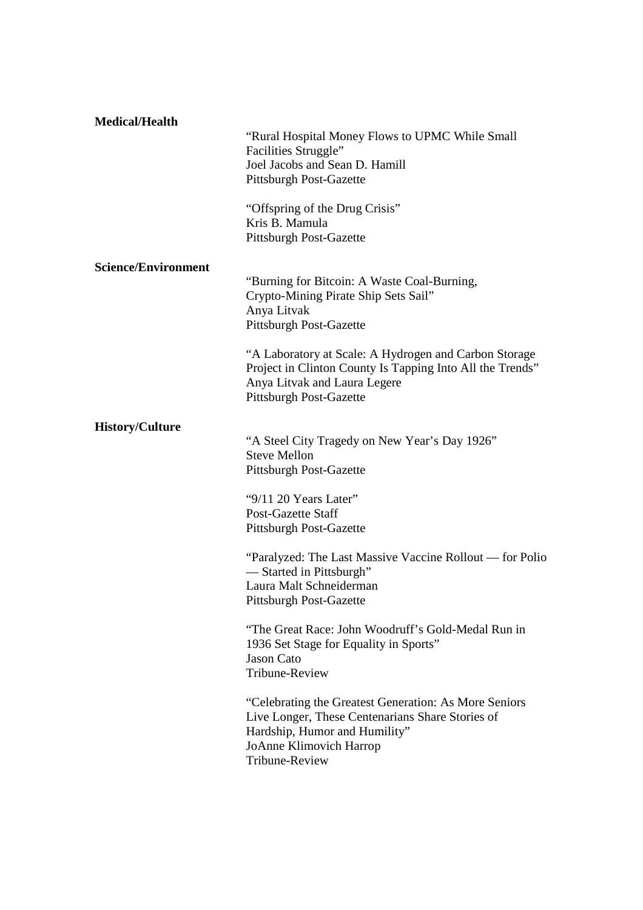**Medical/Health**

"Rural Hospital Money Flows to UPMC While Small Facilities Struggle"
Joel Jacobs and Sean D. Hamill
Pittsburgh Post-Gazette

"Offspring of the Drug Crisis"
Kris B. Mamula
Pittsburgh Post-Gazette

**Science/Environment**

"Burning for Bitcoin: A Waste Coal-Burning, Crypto-Mining Pirate Ship Sets Sail"
Anya Litvak
Pittsburgh Post-Gazette

"A Laboratory at Scale: A Hydrogen and Carbon Storage Project in Clinton County Is Tapping Into All the Trends"
Anya Litvak and Laura Legere
Pittsburgh Post-Gazette

**History/Culture**

"A Steel City Tragedy on New Year's Day 1926"
Steve Mellon
Pittsburgh Post-Gazette

"9/11 20 Years Later"
Post-Gazette Staff
Pittsburgh Post-Gazette

"Paralyzed: The Last Massive Vaccine Rollout — for Polio — Started in Pittsburgh"
Laura Malt Schneiderman
Pittsburgh Post-Gazette

"The Great Race: John Woodruff's Gold-Medal Run in 1936 Set Stage for Equality in Sports"
Jason Cato
Tribune-Review

"Celebrating the Greatest Generation: As More Seniors Live Longer, These Centenarians Share Stories of Hardship, Humor and Humility"
JoAnne Klimovich Harrop
Tribune-Review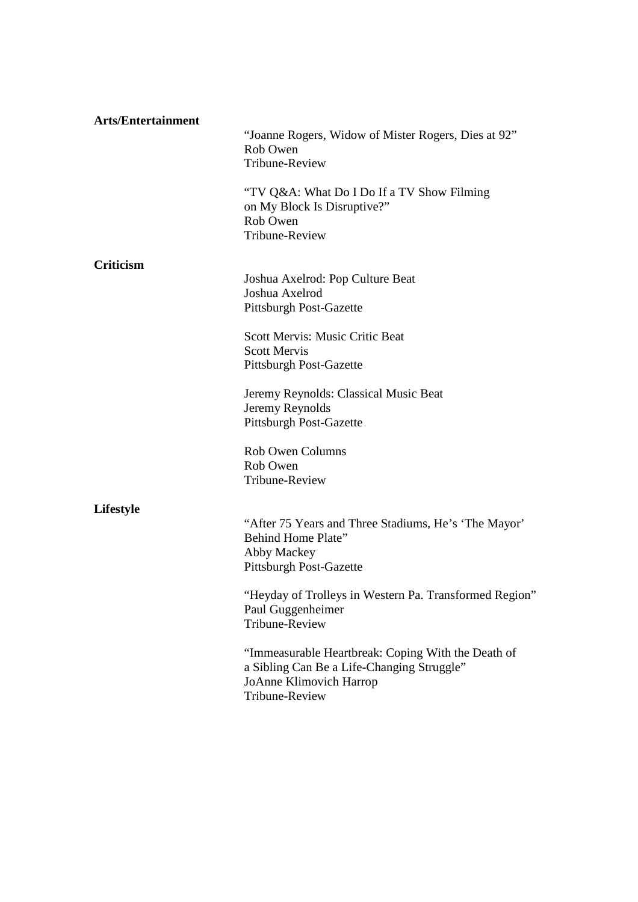**Arts/Entertainment**

"Joanne Rogers, Widow of Mister Rogers, Dies at 92"
Rob Owen
Tribune-Review

"TV Q&A: What Do I Do If a TV Show Filming on My Block Is Disruptive?"
Rob Owen
Tribune-Review

**Criticism**

Joshua Axelrod: Pop Culture Beat
Joshua Axelrod
Pittsburgh Post-Gazette

Scott Mervis: Music Critic Beat
Scott Mervis
Pittsburgh Post-Gazette

Jeremy Reynolds: Classical Music Beat
Jeremy Reynolds
Pittsburgh Post-Gazette

Rob Owen Columns
Rob Owen
Tribune-Review

**Lifestyle**

"After 75 Years and Three Stadiums, He's 'The Mayor' Behind Home Plate"
Abby Mackey
Pittsburgh Post-Gazette

"Heyday of Trolleys in Western Pa. Transformed Region"
Paul Guggenheimer
Tribune-Review

"Immeasurable Heartbreak: Coping With the Death of a Sibling Can Be a Life-Changing Struggle"
JoAnne Klimovich Harrop
Tribune-Review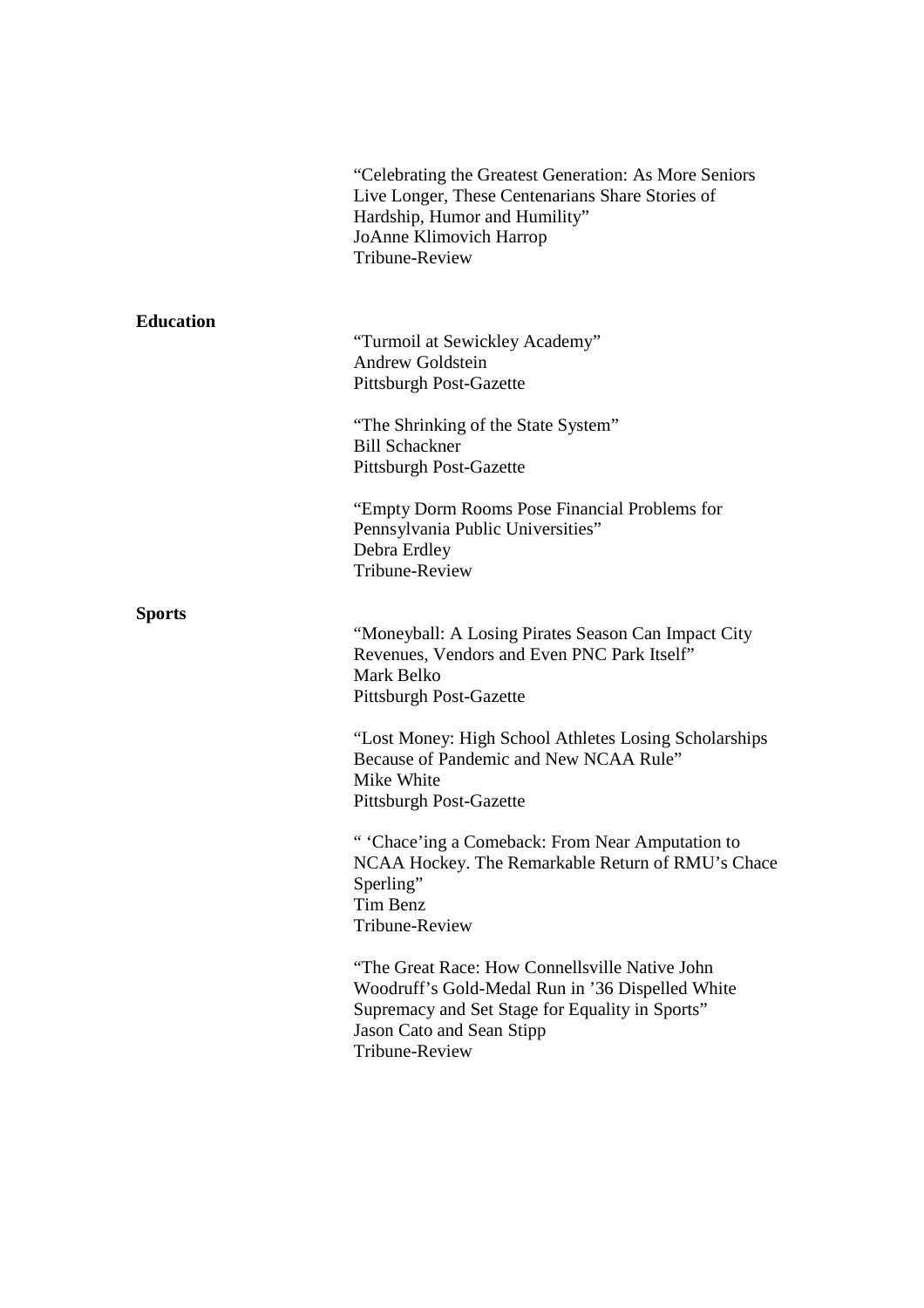"Celebrating the Greatest Generation: As More Seniors Live Longer, These Centenarians Share Stories of Hardship, Humor and Humility"
JoAnne Klimovich Harrop
Tribune-Review

**Education**

"Turmoil at Sewickley Academy"
Andrew Goldstein
Pittsburgh Post-Gazette

"The Shrinking of the State System"
Bill Schackner
Pittsburgh Post-Gazette

"Empty Dorm Rooms Pose Financial Problems for Pennsylvania Public Universities"
Debra Erdley
Tribune-Review

**Sports**

"Moneyball: A Losing Pirates Season Can Impact City Revenues, Vendors and Even PNC Park Itself"
Mark Belko
Pittsburgh Post-Gazette

"Lost Money: High School Athletes Losing Scholarships Because of Pandemic and New NCAA Rule"
Mike White
Pittsburgh Post-Gazette

" 'Chace'ing a Comeback: From Near Amputation to NCAA Hockey. The Remarkable Return of RMU's Chace Sperling"
Tim Benz
Tribune-Review

"The Great Race: How Connellsville Native John Woodruff's Gold-Medal Run in '36 Dispelled White Supremacy and Set Stage for Equality in Sports"
Jason Cato and Sean Stipp
Tribune-Review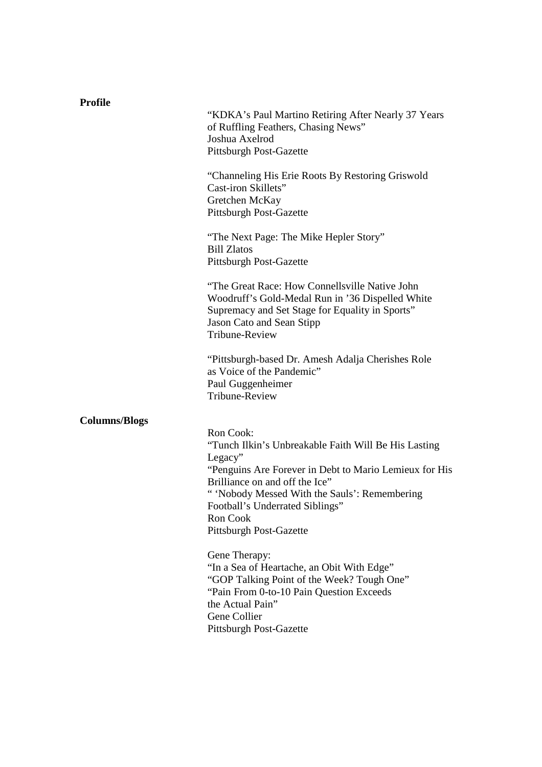**Profile**

"KDKA's Paul Martino Retiring After Nearly 37 Years of Ruffling Feathers, Chasing News"
Joshua Axelrod
Pittsburgh Post-Gazette

"Channeling His Erie Roots By Restoring Griswold Cast-iron Skillets"
Gretchen McKay
Pittsburgh Post-Gazette

"The Next Page: The Mike Hepler Story"
Bill Zlatos
Pittsburgh Post-Gazette

"The Great Race: How Connellsville Native John Woodruff's Gold-Medal Run in '36 Dispelled White Supremacy and Set Stage for Equality in Sports"
Jason Cato and Sean Stipp
Tribune-Review

"Pittsburgh-based Dr. Amesh Adalja Cherishes Role as Voice of the Pandemic"
Paul Guggenheimer
Tribune-Review

**Columns/Blogs**

Ron Cook:
"Tunch Ilkin's Unbreakable Faith Will Be His Lasting Legacy"
"Penguins Are Forever in Debt to Mario Lemieux for His Brilliance on and off the Ice"
" 'Nobody Messed With the Sauls': Remembering Football's Underrated Siblings"
Ron Cook
Pittsburgh Post-Gazette

Gene Therapy:
"In a Sea of Heartache, an Obit With Edge"
"GOP Talking Point of the Week? Tough One"
"Pain From 0-to-10 Pain Question Exceeds the Actual Pain"
Gene Collier
Pittsburgh Post-Gazette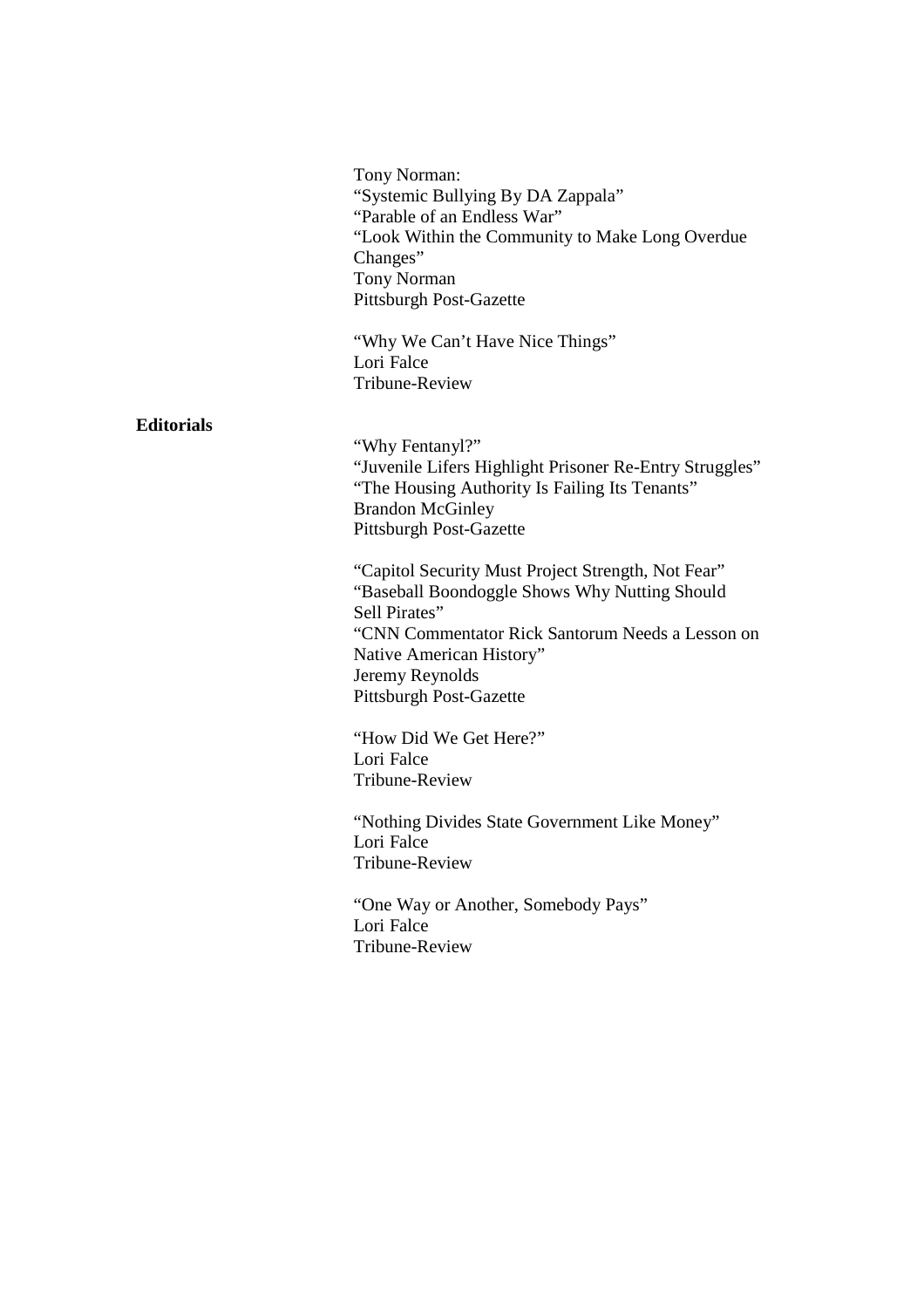Tony Norman:
"Systemic Bullying By DA Zappala"
"Parable of an Endless War"
"Look Within the Community to Make Long Overdue Changes"
Tony Norman
Pittsburgh Post-Gazette

"Why We Can't Have Nice Things"
Lori Falce
Tribune-Review

**Editorials**

"Why Fentanyl?"
"Juvenile Lifers Highlight Prisoner Re-Entry Struggles"
"The Housing Authority Is Failing Its Tenants"
Brandon McGinley
Pittsburgh Post-Gazette

"Capitol Security Must Project Strength, Not Fear"
"Baseball Boondoggle Shows Why Nutting Should Sell Pirates"
"CNN Commentator Rick Santorum Needs a Lesson on Native American History"
Jeremy Reynolds
Pittsburgh Post-Gazette

"How Did We Get Here?"
Lori Falce
Tribune-Review

"Nothing Divides State Government Like Money"
Lori Falce
Tribune-Review

"One Way or Another, Somebody Pays"
Lori Falce
Tribune-Review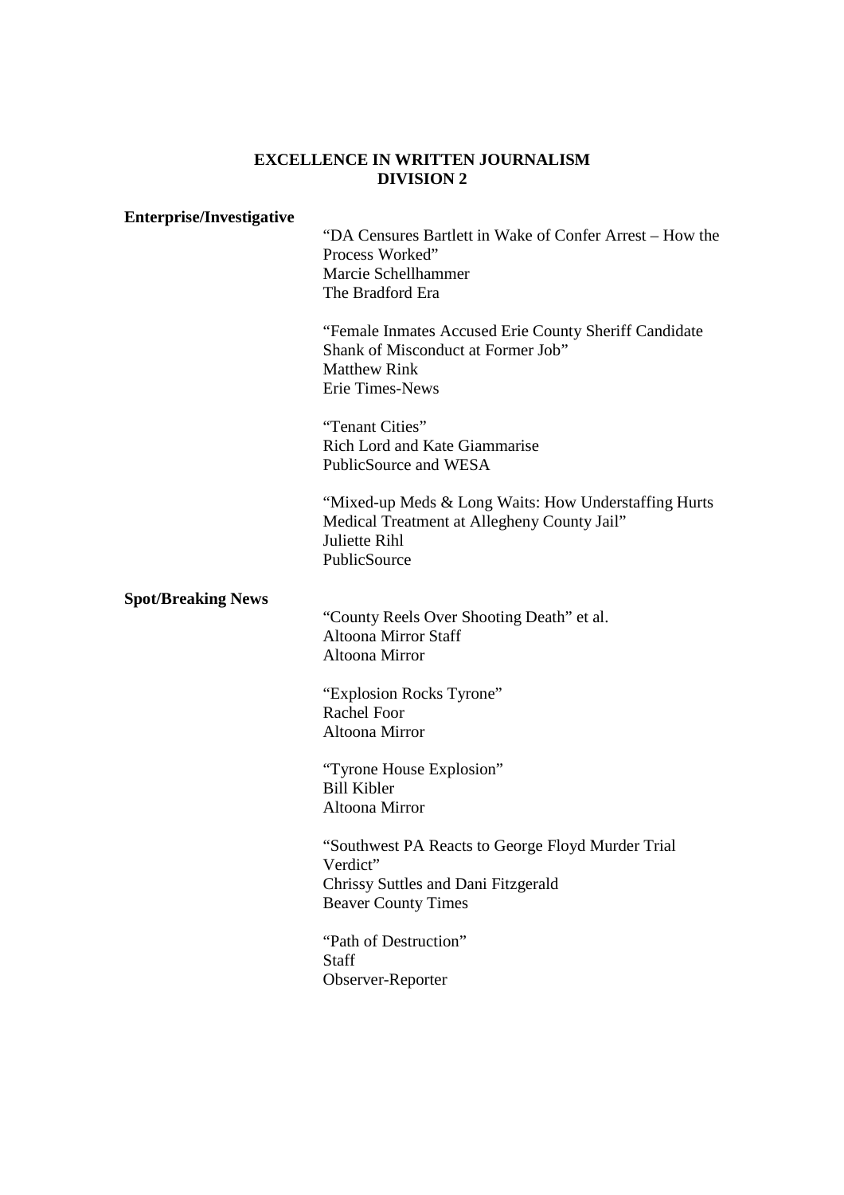# EXCELLENCE IN WRITTEN JOURNALISM
## DIVISION 2

### Enterprise/Investigative

"DA Censures Bartlett in Wake of Confer Arrest – How the Process Worked"
Marcie Schellhammer
The Bradford Era

"Female Inmates Accused Erie County Sheriff Candidate Shank of Misconduct at Former Job"
Matthew Rink
Erie Times-News

"Tenant Cities"
Rich Lord and Kate Giammarise
PublicSource and WESA

"Mixed-up Meds & Long Waits: How Understaffing Hurts Medical Treatment at Allegheny County Jail"
Juliette Rihl
PublicSource

### Spot/Breaking News

"County Reels Over Shooting Death" et al.
Altoona Mirror Staff
Altoona Mirror

"Explosion Rocks Tyrone"
Rachel Foor
Altoona Mirror

"Tyrone House Explosion"
Bill Kibler
Altoona Mirror

"Southwest PA Reacts to George Floyd Murder Trial Verdict"
Chrissy Suttles and Dani Fitzgerald
Beaver County Times

"Path of Destruction"
Staff
Observer-Reporter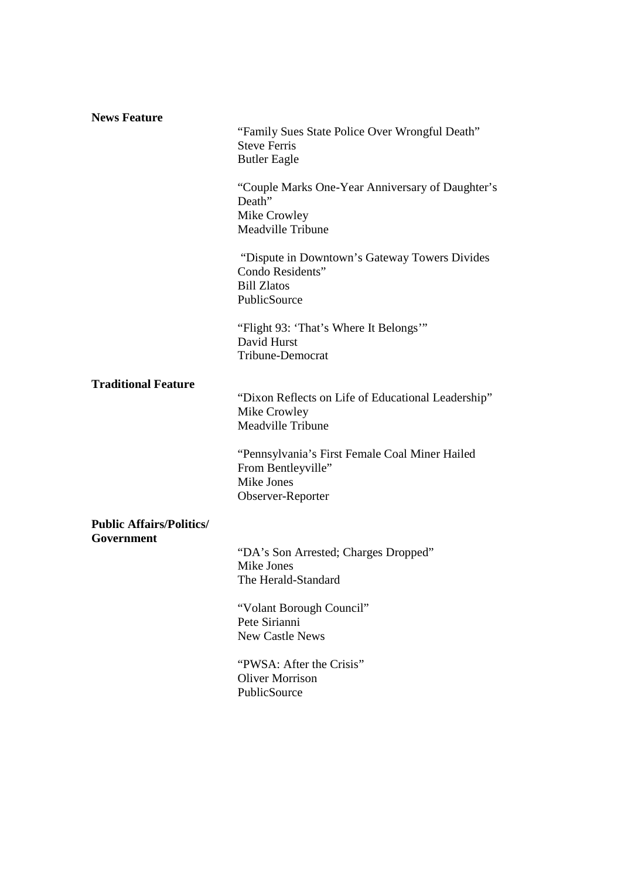**News Feature**

"Family Sues State Police Over Wrongful Death"
Steve Ferris
Butler Eagle

"Couple Marks One-Year Anniversary of Daughter's Death"
Mike Crowley
Meadville Tribune

"Dispute in Downtown's Gateway Towers Divides Condo Residents"
Bill Zlatos
PublicSource

"Flight 93: 'That's Where It Belongs'"
David Hurst
Tribune-Democrat

**Traditional Feature**

"Dixon Reflects on Life of Educational Leadership"
Mike Crowley
Meadville Tribune

"Pennsylvania's First Female Coal Miner Hailed From Bentleyville"
Mike Jones
Observer-Reporter

**Public Affairs/Politics/ Government**

"DA's Son Arrested; Charges Dropped"
Mike Jones
The Herald-Standard

"Volant Borough Council"
Pete Sirianni
New Castle News

"PWSA: After the Crisis"
Oliver Morrison
PublicSource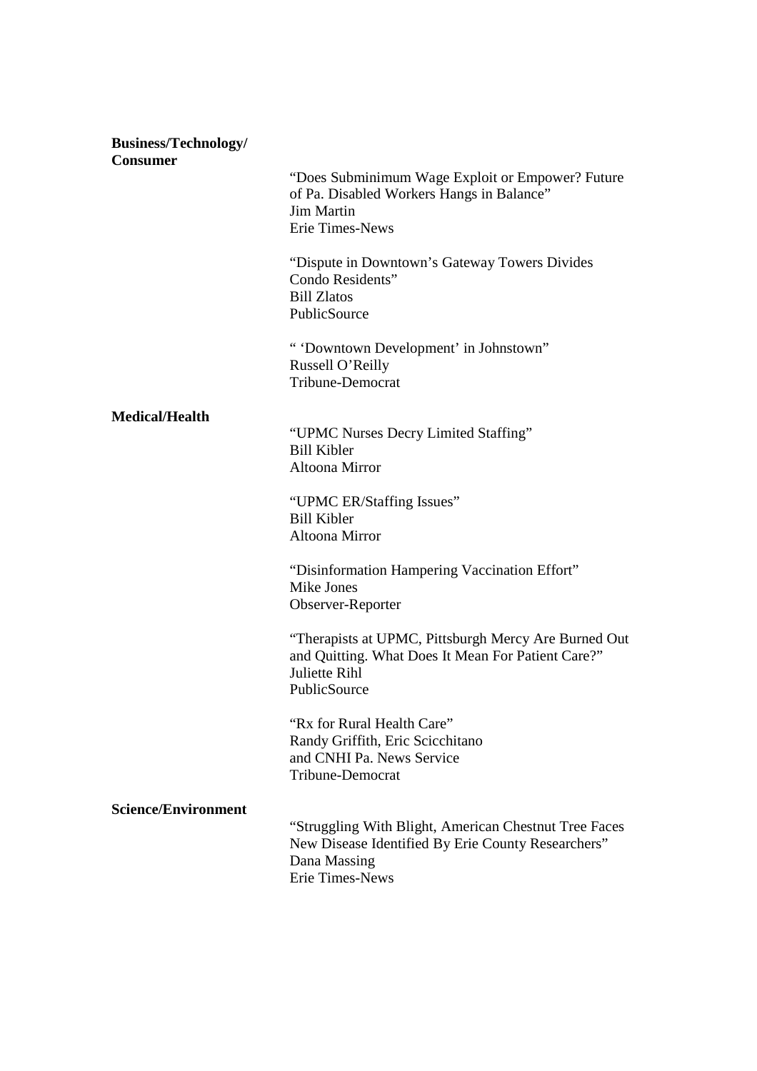**Business/Technology/ Consumer**

"Does Subminimum Wage Exploit or Empower? Future of Pa. Disabled Workers Hangs in Balance"
Jim Martin
Erie Times-News

"Dispute in Downtown's Gateway Towers Divides Condo Residents"
Bill Zlatos
PublicSource

" 'Downtown Development' in Johnstown"
Russell O'Reilly
Tribune-Democrat

**Medical/Health**

"UPMC Nurses Decry Limited Staffing"
Bill Kibler
Altoona Mirror

"UPMC ER/Staffing Issues"
Bill Kibler
Altoona Mirror

"Disinformation Hampering Vaccination Effort"
Mike Jones
Observer-Reporter

"Therapists at UPMC, Pittsburgh Mercy Are Burned Out and Quitting. What Does It Mean For Patient Care?"
Juliette Rihl
PublicSource

"Rx for Rural Health Care"
Randy Griffith, Eric Scicchitano
and CNHI Pa. News Service
Tribune-Democrat

**Science/Environment**

"Struggling With Blight, American Chestnut Tree Faces New Disease Identified By Erie County Researchers"
Dana Massing
Erie Times-News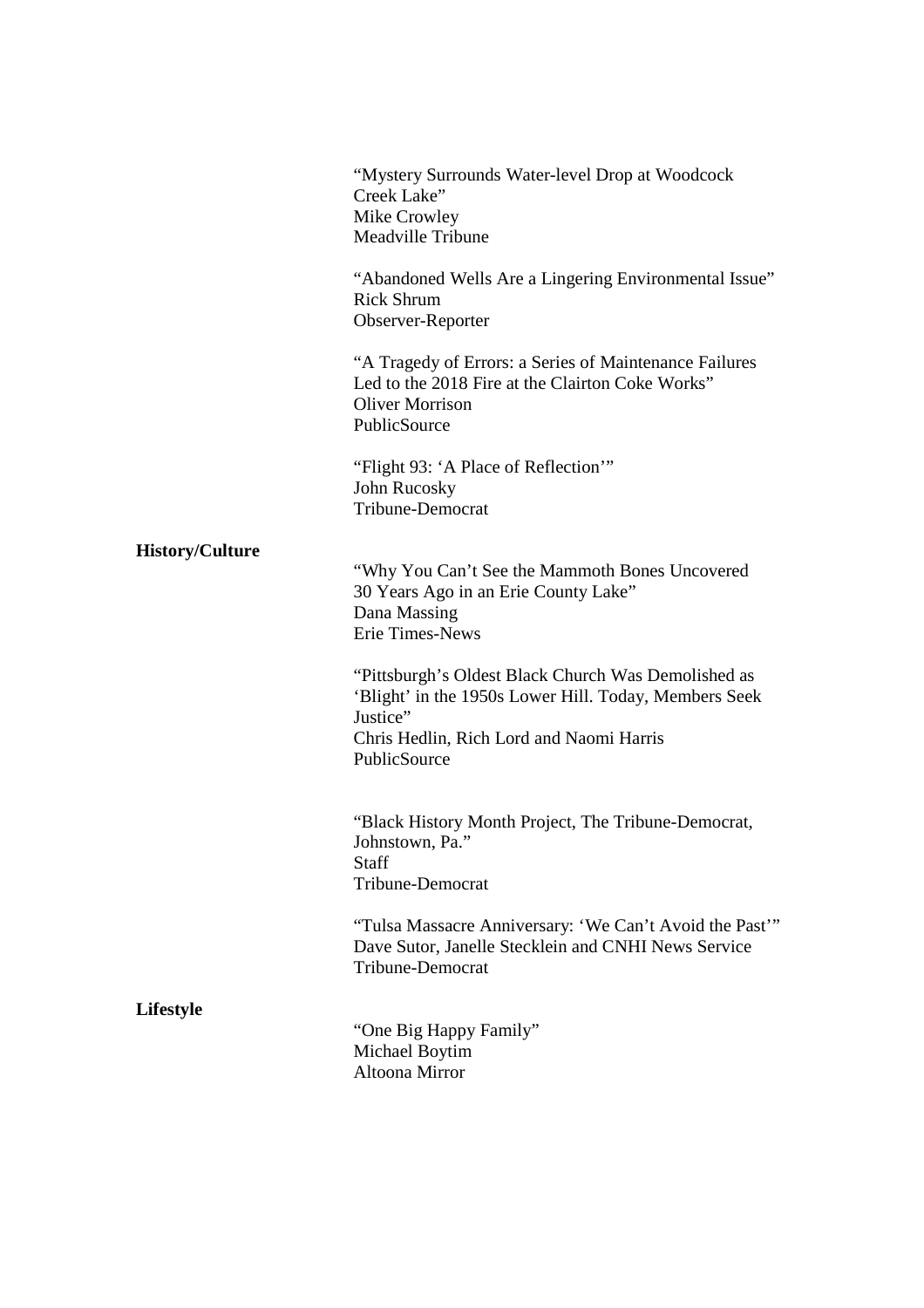"Mystery Surrounds Water-level Drop at Woodcock Creek Lake"
Mike Crowley
Meadville Tribune

"Abandoned Wells Are a Lingering Environmental Issue"
Rick Shrum
Observer-Reporter

"A Tragedy of Errors: a Series of Maintenance Failures Led to the 2018 Fire at the Clairton Coke Works"
Oliver Morrison
PublicSource

"Flight 93: 'A Place of Reflection'"
John Rucosky
Tribune-Democrat

**History/Culture**

"Why You Can't See the Mammoth Bones Uncovered 30 Years Ago in an Erie County Lake"
Dana Massing
Erie Times-News

"Pittsburgh's Oldest Black Church Was Demolished as 'Blight' in the 1950s Lower Hill. Today, Members Seek Justice"
Chris Hedlin, Rich Lord and Naomi Harris
PublicSource

"Black History Month Project, The Tribune-Democrat, Johnstown, Pa."
Staff
Tribune-Democrat

"Tulsa Massacre Anniversary: 'We Can't Avoid the Past'"
Dave Sutor, Janelle Stecklein and CNHI News Service
Tribune-Democrat

**Lifestyle**

"One Big Happy Family"
Michael Boytim
Altoona Mirror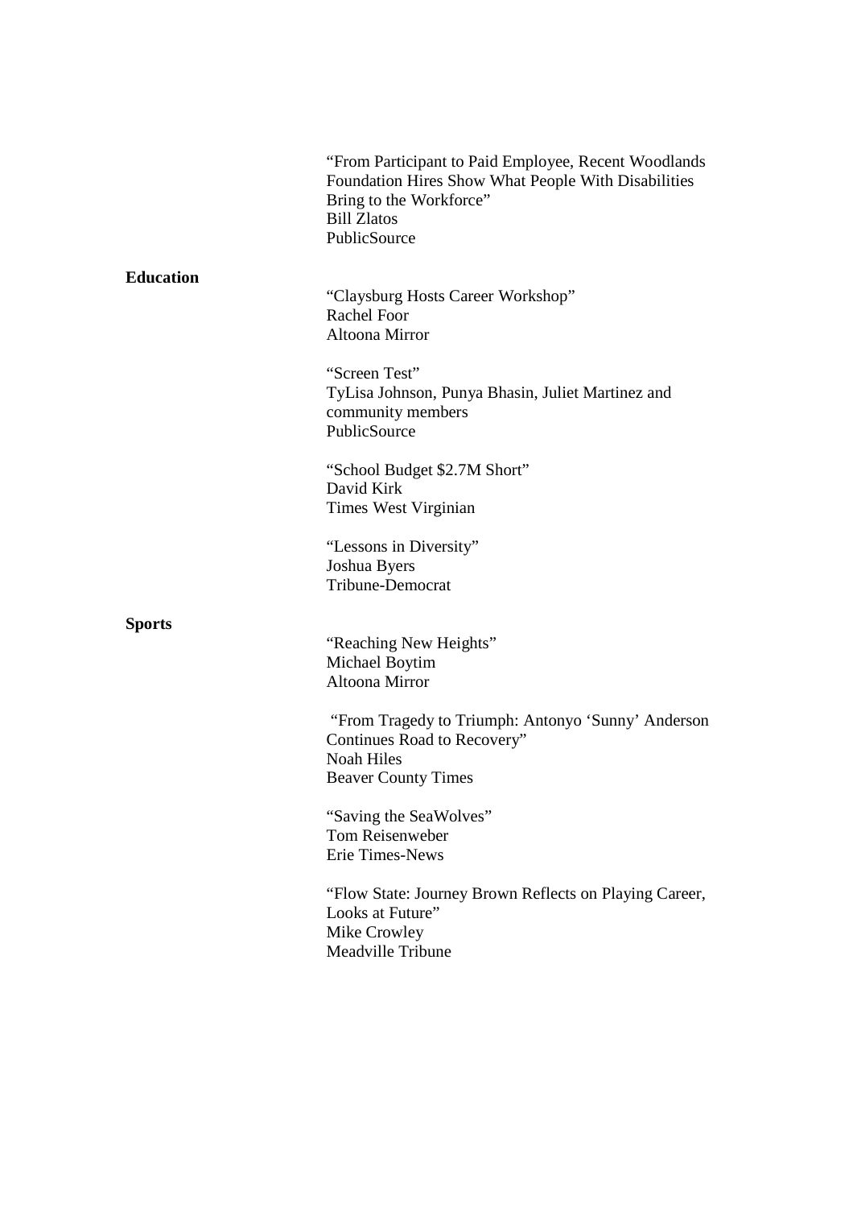"From Participant to Paid Employee, Recent Woodlands Foundation Hires Show What People With Disabilities Bring to the Workforce"
Bill Zlatos
PublicSource

**Education**

"Claysburg Hosts Career Workshop"
Rachel Foor
Altoona Mirror

"Screen Test"
TyLisa Johnson, Punya Bhasin, Juliet Martinez and community members
PublicSource

"School Budget $2.7M Short"
David Kirk
Times West Virginian

"Lessons in Diversity"
Joshua Byers
Tribune-Democrat

**Sports**

"Reaching New Heights"
Michael Boytim
Altoona Mirror

"From Tragedy to Triumph: Antonyo 'Sunny' Anderson Continues Road to Recovery"
Noah Hiles
Beaver County Times

"Saving the SeaWolves"
Tom Reisenweber
Erie Times-News

"Flow State: Journey Brown Reflects on Playing Career, Looks at Future"
Mike Crowley
Meadville Tribune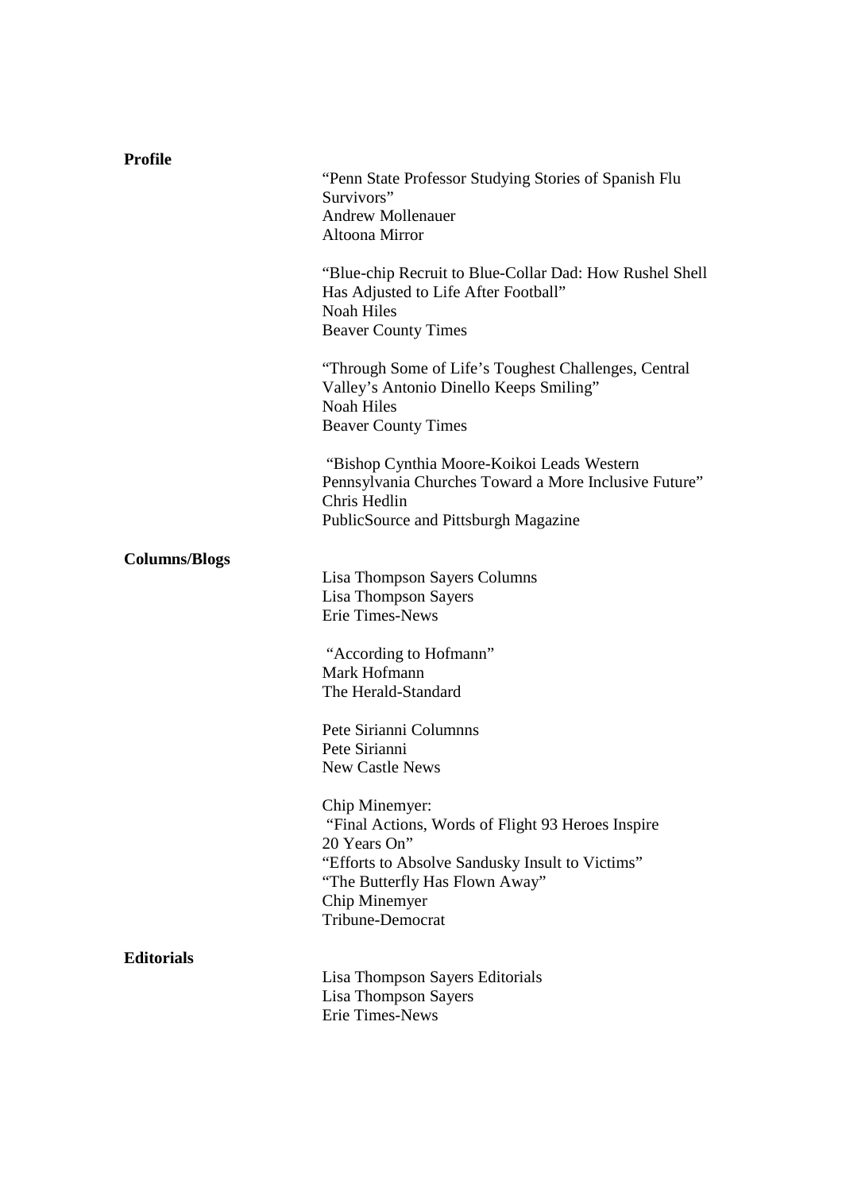**Profile**

"Penn State Professor Studying Stories of Spanish Flu Survivors"
Andrew Mollenauer
Altoona Mirror

"Blue-chip Recruit to Blue-Collar Dad: How Rushel Shell Has Adjusted to Life After Football"
Noah Hiles
Beaver County Times

"Through Some of Life's Toughest Challenges, Central Valley's Antonio Dinello Keeps Smiling"
Noah Hiles
Beaver County Times

"Bishop Cynthia Moore-Koikoi Leads Western Pennsylvania Churches Toward a More Inclusive Future"
Chris Hedlin
PublicSource and Pittsburgh Magazine

**Columns/Blogs**

Lisa Thompson Sayers Columns
Lisa Thompson Sayers
Erie Times-News

"According to Hofmann"
Mark Hofmann
The Herald-Standard

Pete Sirianni Columnns
Pete Sirianni
New Castle News

Chip Minemyer:
"Final Actions, Words of Flight 93 Heroes Inspire 20 Years On"
"Efforts to Absolve Sandusky Insult to Victims"
"The Butterfly Has Flown Away"
Chip Minemyer
Tribune-Democrat

**Editorials**

Lisa Thompson Sayers Editorials
Lisa Thompson Sayers
Erie Times-News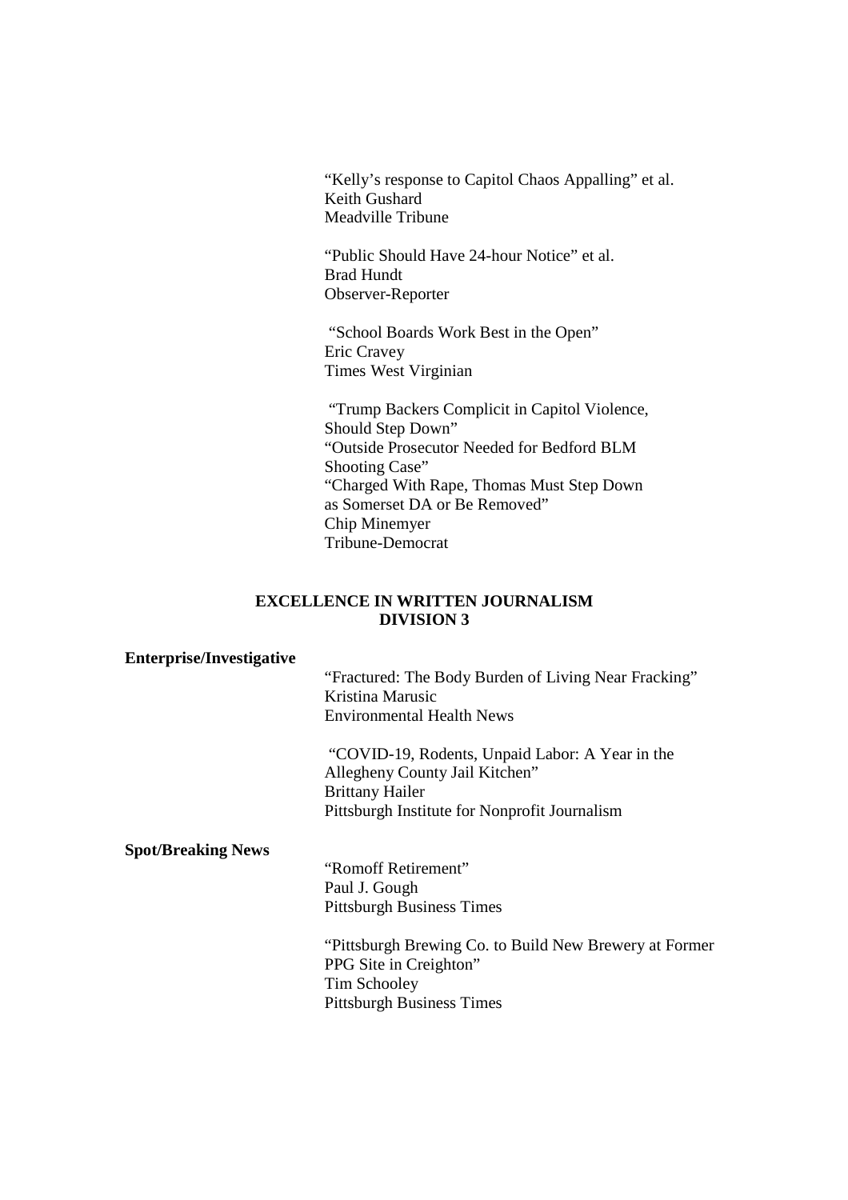"Kelly's response to Capitol Chaos Appalling" et al.
Keith Gushard
Meadville Tribune

"Public Should Have 24-hour Notice" et al.
Brad Hundt
Observer-Reporter

"School Boards Work Best in the Open"
Eric Cravey
Times West Virginian

"Trump Backers Complicit in Capitol Violence, Should Step Down"
"Outside Prosecutor Needed for Bedford BLM Shooting Case"
"Charged With Rape, Thomas Must Step Down as Somerset DA or Be Removed"
Chip Minemyer
Tribune-Democrat

## EXCELLENCE IN WRITTEN JOURNALISM
## DIVISION 3

**Enterprise/Investigative**

"Fractured: The Body Burden of Living Near Fracking"
Kristina Marusic
Environmental Health News

"COVID-19, Rodents, Unpaid Labor: A Year in the Allegheny County Jail Kitchen"
Brittany Hailer
Pittsburgh Institute for Nonprofit Journalism

**Spot/Breaking News**

"Romoff Retirement"
Paul J. Gough
Pittsburgh Business Times

"Pittsburgh Brewing Co. to Build New Brewery at Former PPG Site in Creighton"
Tim Schooley
Pittsburgh Business Times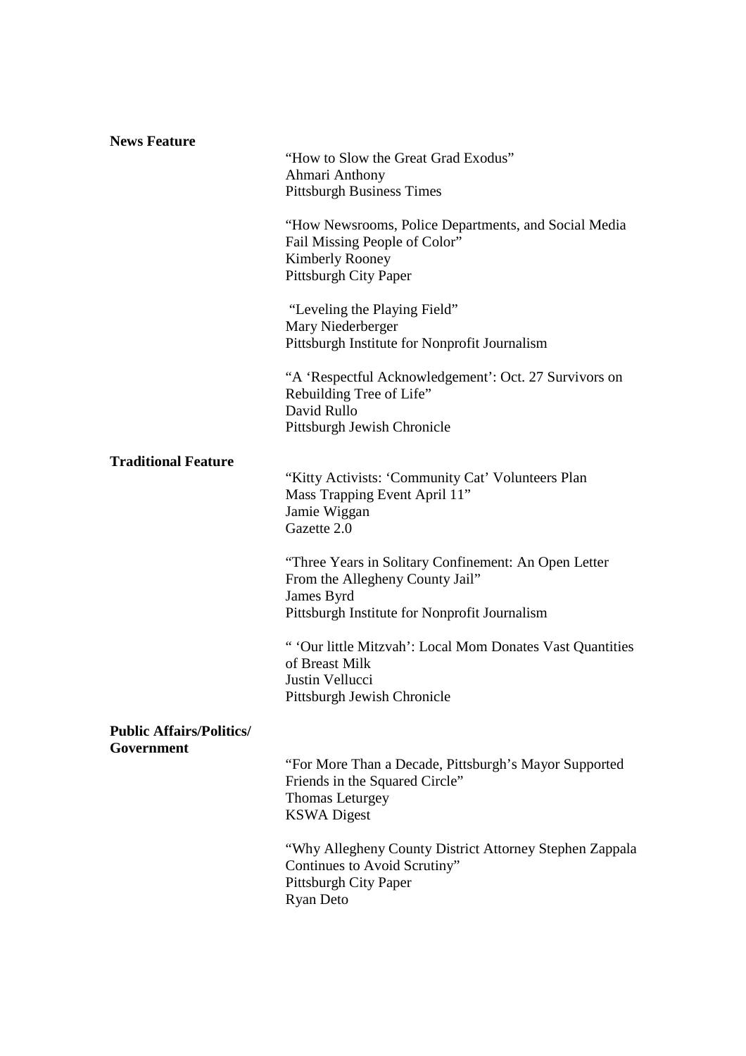**News Feature**

"How to Slow the Great Grad Exodus"
Ahmari Anthony
Pittsburgh Business Times

"How Newsrooms, Police Departments, and Social Media Fail Missing People of Color"
Kimberly Rooney
Pittsburgh City Paper

"Leveling the Playing Field"
Mary Niederberger
Pittsburgh Institute for Nonprofit Journalism

"A 'Respectful Acknowledgement': Oct. 27 Survivors on Rebuilding Tree of Life"
David Rullo
Pittsburgh Jewish Chronicle

**Traditional Feature**

"Kitty Activists: 'Community Cat' Volunteers Plan Mass Trapping Event April 11"
Jamie Wiggan
Gazette 2.0

"Three Years in Solitary Confinement: An Open Letter From the Allegheny County Jail"
James Byrd
Pittsburgh Institute for Nonprofit Journalism

" 'Our little Mitzvah': Local Mom Donates Vast Quantities of Breast Milk
Justin Vellucci
Pittsburgh Jewish Chronicle

**Public Affairs/Politics/ Government**

"For More Than a Decade, Pittsburgh's Mayor Supported Friends in the Squared Circle"
Thomas Leturgey
KSWA Digest

"Why Allegheny County District Attorney Stephen Zappala Continues to Avoid Scrutiny"
Pittsburgh City Paper
Ryan Deto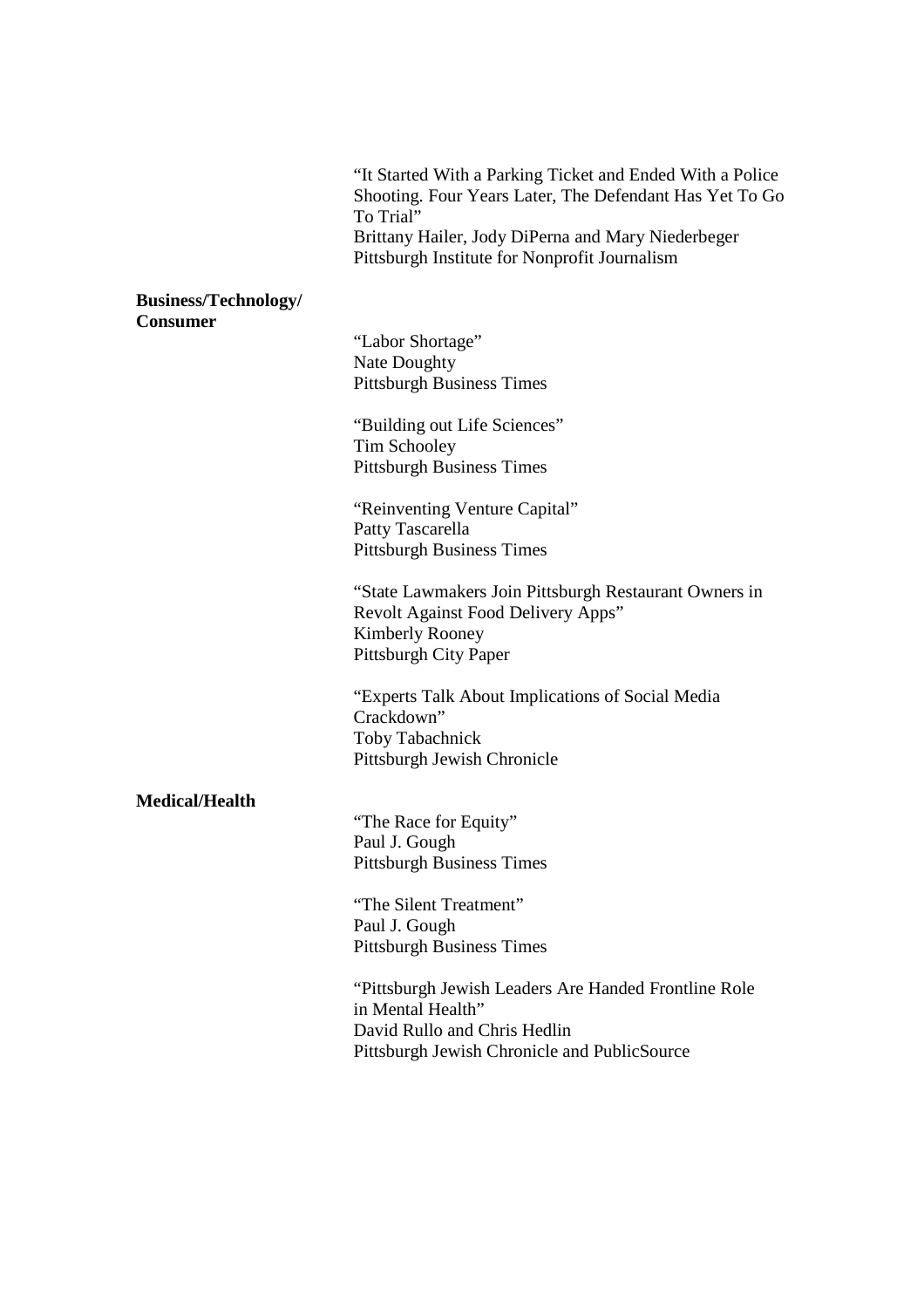"It Started With a Parking Ticket and Ended With a Police Shooting. Four Years Later, The Defendant Has Yet To Go To Trial"
Brittany Hailer, Jody DiPerna and Mary Niederbeger
Pittsburgh Institute for Nonprofit Journalism

**Business/Technology/ Consumer**

"Labor Shortage"
Nate Doughty
Pittsburgh Business Times

"Building out Life Sciences"
Tim Schooley
Pittsburgh Business Times

"Reinventing Venture Capital"
Patty Tascarella
Pittsburgh Business Times

"State Lawmakers Join Pittsburgh Restaurant Owners in Revolt Against Food Delivery Apps"
Kimberly Rooney
Pittsburgh City Paper

"Experts Talk About Implications of Social Media Crackdown"
Toby Tabachnick
Pittsburgh Jewish Chronicle

**Medical/Health**

"The Race for Equity"
Paul J. Gough
Pittsburgh Business Times

"The Silent Treatment"
Paul J. Gough
Pittsburgh Business Times

"Pittsburgh Jewish Leaders Are Handed Frontline Role in Mental Health"
David Rullo and Chris Hedlin
Pittsburgh Jewish Chronicle and PublicSource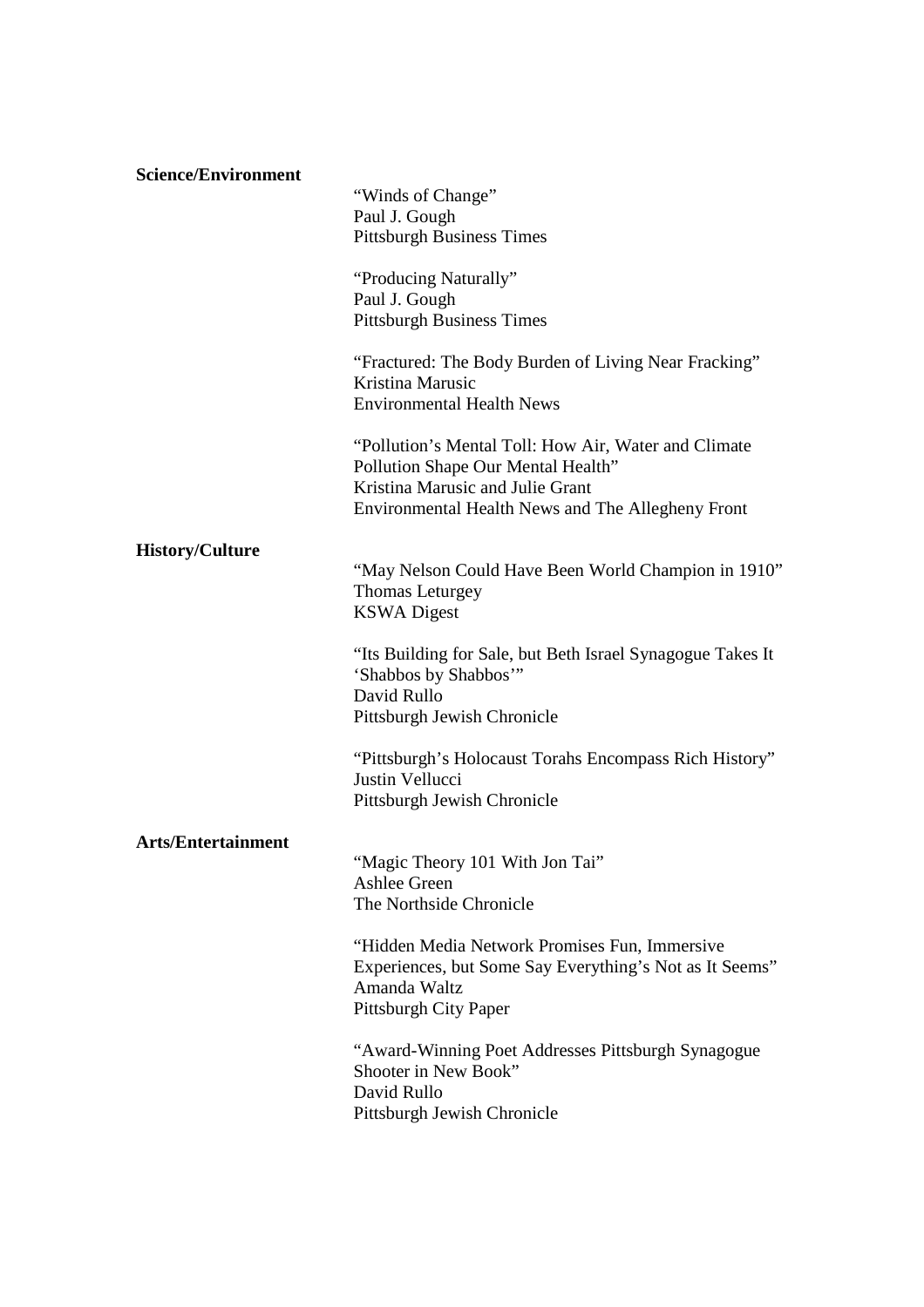**Science/Environment**

"Winds of Change"
Paul J. Gough
Pittsburgh Business Times

"Producing Naturally"
Paul J. Gough
Pittsburgh Business Times

"Fractured: The Body Burden of Living Near Fracking"
Kristina Marusic
Environmental Health News

"Pollution's Mental Toll: How Air, Water and Climate Pollution Shape Our Mental Health"
Kristina Marusic and Julie Grant
Environmental Health News and The Allegheny Front

**History/Culture**

"May Nelson Could Have Been World Champion in 1910"
Thomas Leturgey
KSWA Digest

"Its Building for Sale, but Beth Israel Synagogue Takes It 'Shabbos by Shabbos'"
David Rullo
Pittsburgh Jewish Chronicle

"Pittsburgh's Holocaust Torahs Encompass Rich History"
Justin Vellucci
Pittsburgh Jewish Chronicle

**Arts/Entertainment**

"Magic Theory 101 With Jon Tai"
Ashlee Green
The Northside Chronicle

"Hidden Media Network Promises Fun, Immersive Experiences, but Some Say Everything's Not as It Seems"
Amanda Waltz
Pittsburgh City Paper

"Award-Winning Poet Addresses Pittsburgh Synagogue Shooter in New Book"
David Rullo
Pittsburgh Jewish Chronicle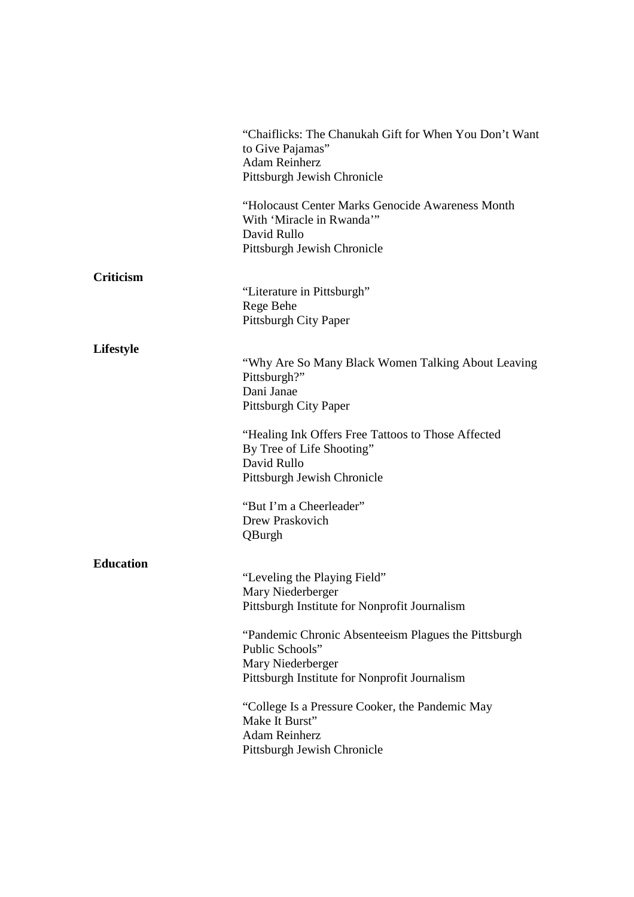"Chaiflicks: The Chanukah Gift for When You Don't Want to Give Pajamas"
Adam Reinherz
Pittsburgh Jewish Chronicle

"Holocaust Center Marks Genocide Awareness Month With 'Miracle in Rwanda'"
David Rullo
Pittsburgh Jewish Chronicle

**Criticism**

"Literature in Pittsburgh"
Rege Behe
Pittsburgh City Paper

**Lifestyle**

"Why Are So Many Black Women Talking About Leaving Pittsburgh?"
Dani Janae
Pittsburgh City Paper

"Healing Ink Offers Free Tattoos to Those Affected By Tree of Life Shooting"
David Rullo
Pittsburgh Jewish Chronicle

"But I'm a Cheerleader"
Drew Praskovich
QBurgh

**Education**

"Leveling the Playing Field"
Mary Niederberger
Pittsburgh Institute for Nonprofit Journalism

"Pandemic Chronic Absenteeism Plagues the Pittsburgh Public Schools"
Mary Niederberger
Pittsburgh Institute for Nonprofit Journalism

"College Is a Pressure Cooker, the Pandemic May Make It Burst"
Adam Reinherz
Pittsburgh Jewish Chronicle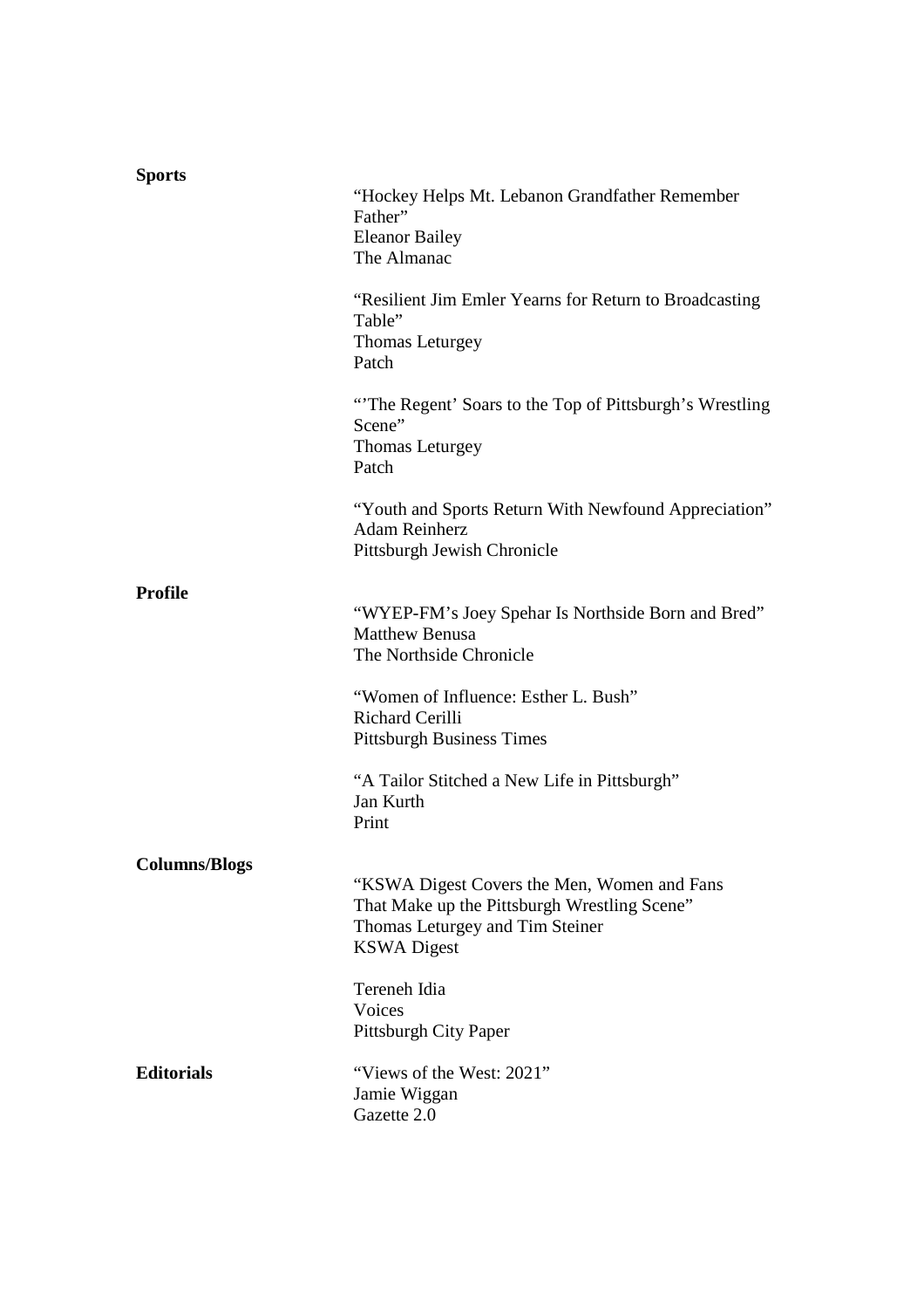**Sports**

"Hockey Helps Mt. Lebanon Grandfather Remember Father"
Eleanor Bailey
The Almanac

"Resilient Jim Emler Yearns for Return to Broadcasting Table"
Thomas Leturgey
Patch

"'The Regent' Soars to the Top of Pittsburgh's Wrestling Scene"
Thomas Leturgey
Patch

"Youth and Sports Return With Newfound Appreciation"
Adam Reinherz
Pittsburgh Jewish Chronicle

**Profile**

"WYEP-FM's Joey Spehar Is Northside Born and Bred"
Matthew Benusa
The Northside Chronicle

"Women of Influence: Esther L. Bush"
Richard Cerilli
Pittsburgh Business Times

"A Tailor Stitched a New Life in Pittsburgh"
Jan Kurth
Print

**Columns/Blogs**

"KSWA Digest Covers the Men, Women and Fans That Make up the Pittsburgh Wrestling Scene"
Thomas Leturgey and Tim Steiner
KSWA Digest

Tereneh Idia
Voices
Pittsburgh City Paper

**Editorials**

"Views of the West: 2021"
Jamie Wiggan
Gazette 2.0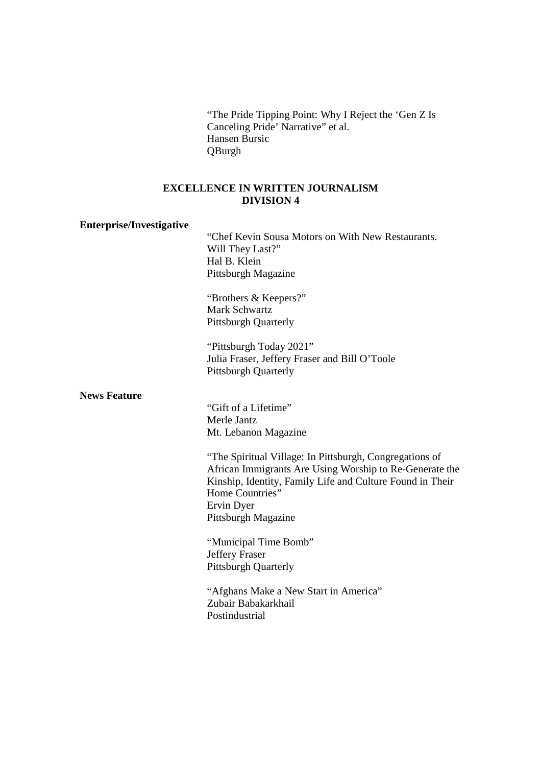"The Pride Tipping Point: Why I Reject the 'Gen Z Is Canceling Pride' Narrative" et al.
Hansen Bursic
QBurgh

## EXCELLENCE IN WRITTEN JOURNALISM
## DIVISION 4

**Enterprise/Investigative**

"Chef Kevin Sousa Motors on With New Restaurants. Will They Last?"
Hal B. Klein
Pittsburgh Magazine

"Brothers & Keepers?"
Mark Schwartz
Pittsburgh Quarterly

"Pittsburgh Today 2021"
Julia Fraser, Jeffery Fraser and Bill O'Toole
Pittsburgh Quarterly

**News Feature**

"Gift of a Lifetime"
Merle Jantz
Mt. Lebanon Magazine

"The Spiritual Village: In Pittsburgh, Congregations of African Immigrants Are Using Worship to Re-Generate the Kinship, Identity, Family Life and Culture Found in Their Home Countries"
Ervin Dyer
Pittsburgh Magazine

"Municipal Time Bomb"
Jeffery Fraser
Pittsburgh Quarterly

"Afghans Make a New Start in America"
Zubair Babakarkhail
Postindustrial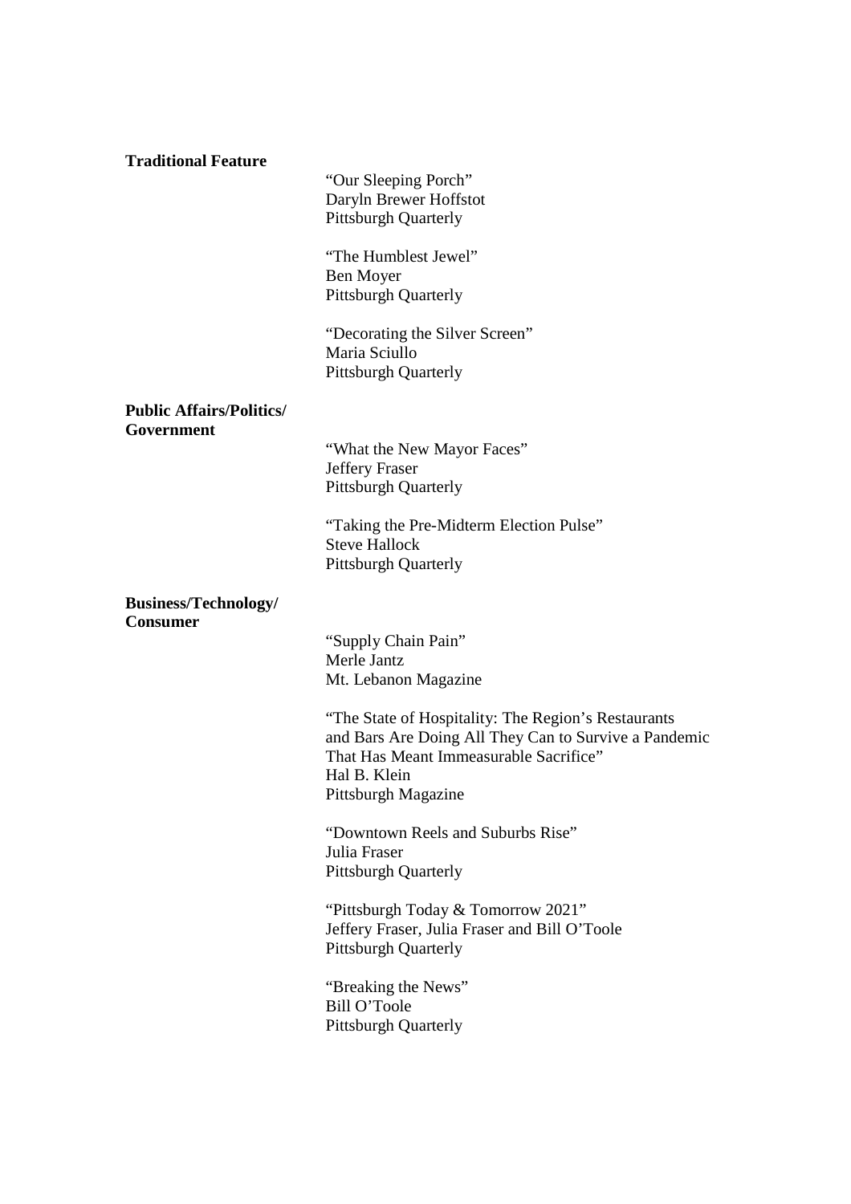**Traditional Feature**

"Our Sleeping Porch"
Daryln Brewer Hoffstot
Pittsburgh Quarterly

"The Humblest Jewel"
Ben Moyer
Pittsburgh Quarterly

"Decorating the Silver Screen"
Maria Sciullo
Pittsburgh Quarterly

**Public Affairs/Politics/ Government**

"What the New Mayor Faces"
Jeffery Fraser
Pittsburgh Quarterly

"Taking the Pre-Midterm Election Pulse"
Steve Hallock
Pittsburgh Quarterly

**Business/Technology/ Consumer**

"Supply Chain Pain"
Merle Jantz
Mt. Lebanon Magazine

"The State of Hospitality: The Region's Restaurants and Bars Are Doing All They Can to Survive a Pandemic That Has Meant Immeasurable Sacrifice"
Hal B. Klein
Pittsburgh Magazine

"Downtown Reels and Suburbs Rise"
Julia Fraser
Pittsburgh Quarterly

"Pittsburgh Today & Tomorrow 2021"
Jeffery Fraser, Julia Fraser and Bill O'Toole
Pittsburgh Quarterly

"Breaking the News"
Bill O'Toole
Pittsburgh Quarterly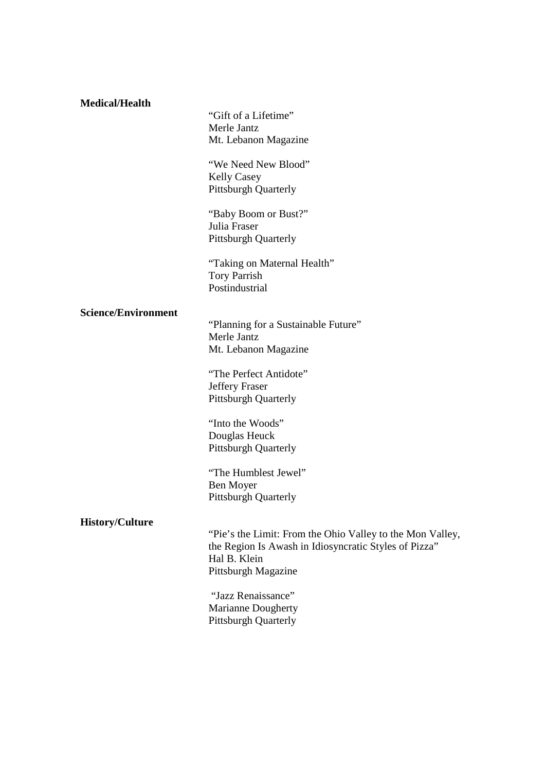**Medical/Health**

"Gift of a Lifetime"
Merle Jantz
Mt. Lebanon Magazine

"We Need New Blood"
Kelly Casey
Pittsburgh Quarterly

"Baby Boom or Bust?"
Julia Fraser
Pittsburgh Quarterly

"Taking on Maternal Health"
Tory Parrish
Postindustrial

**Science/Environment**

"Planning for a Sustainable Future"
Merle Jantz
Mt. Lebanon Magazine

"The Perfect Antidote"
Jeffery Fraser
Pittsburgh Quarterly

"Into the Woods"
Douglas Heuck
Pittsburgh Quarterly

"The Humblest Jewel"
Ben Moyer
Pittsburgh Quarterly

**History/Culture**

"Pie's the Limit: From the Ohio Valley to the Mon Valley, the Region Is Awash in Idiosyncratic Styles of Pizza"
Hal B. Klein
Pittsburgh Magazine

"Jazz Renaissance"
Marianne Dougherty
Pittsburgh Quarterly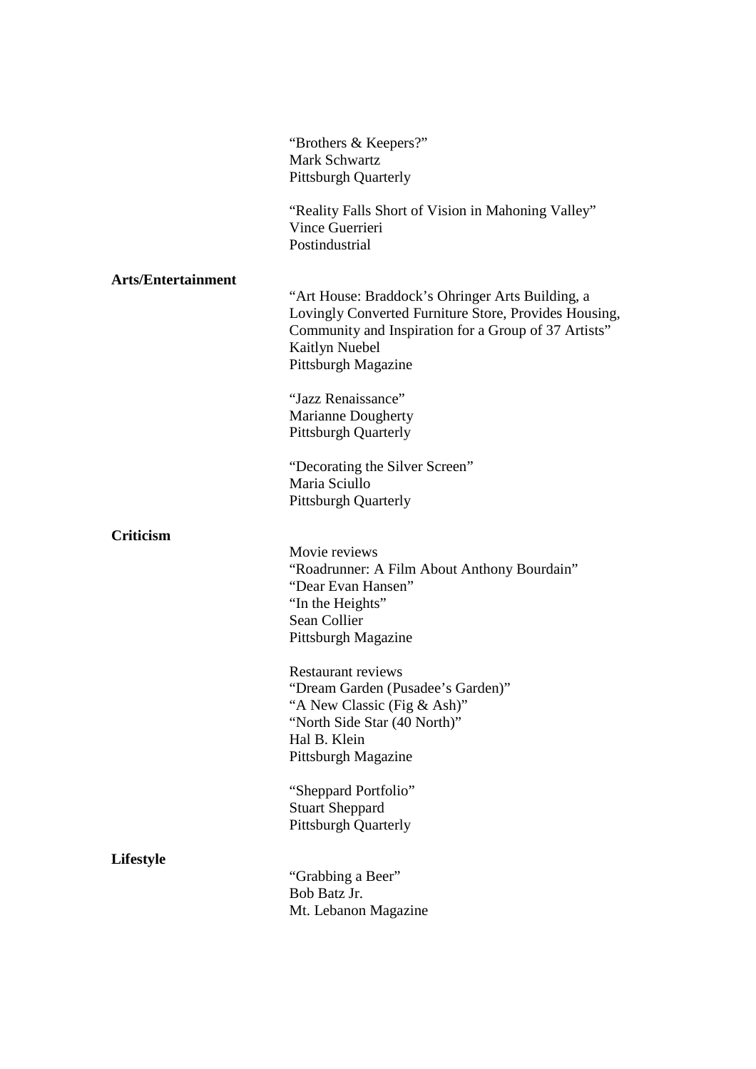"Brothers & Keepers?"
Mark Schwartz
Pittsburgh Quarterly

"Reality Falls Short of Vision in Mahoning Valley"
Vince Guerrieri
Postindustrial

**Arts/Entertainment**

"Art House: Braddock's Ohringer Arts Building, a Lovingly Converted Furniture Store, Provides Housing, Community and Inspiration for a Group of 37 Artists"
Kaitlyn Nuebel
Pittsburgh Magazine

"Jazz Renaissance"
Marianne Dougherty
Pittsburgh Quarterly

"Decorating the Silver Screen"
Maria Sciullo
Pittsburgh Quarterly

**Criticism**

Movie reviews
"Roadrunner: A Film About Anthony Bourdain"
"Dear Evan Hansen"
"In the Heights"
Sean Collier
Pittsburgh Magazine

Restaurant reviews
"Dream Garden (Pusadee's Garden)"
"A New Classic (Fig & Ash)"
"North Side Star (40 North)"
Hal B. Klein
Pittsburgh Magazine

"Sheppard Portfolio"
Stuart Sheppard
Pittsburgh Quarterly

**Lifestyle**

"Grabbing a Beer"
Bob Batz Jr.
Mt. Lebanon Magazine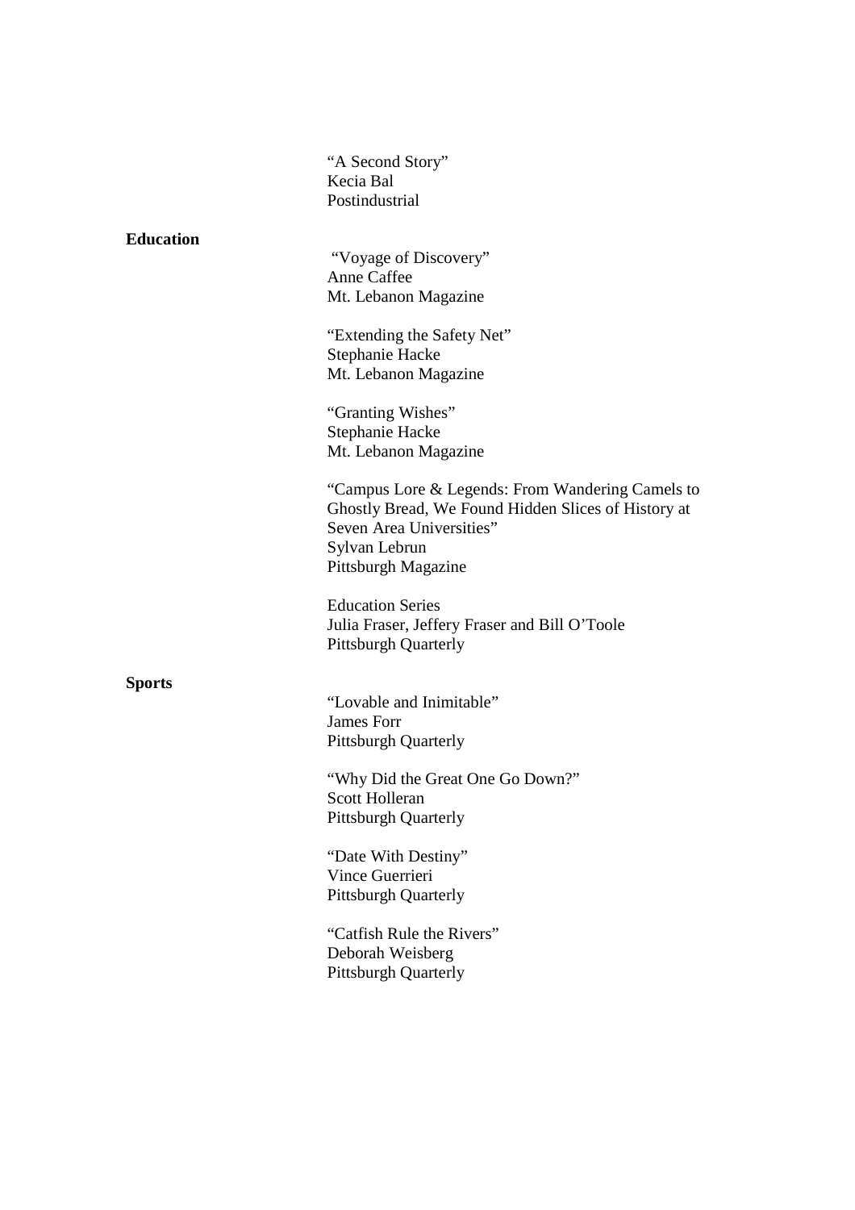"A Second Story"
Kecia Bal
Postindustrial

**Education**

"Voyage of Discovery"
Anne Caffee
Mt. Lebanon Magazine

"Extending the Safety Net"
Stephanie Hacke
Mt. Lebanon Magazine

"Granting Wishes"
Stephanie Hacke
Mt. Lebanon Magazine

"Campus Lore & Legends: From Wandering Camels to Ghostly Bread, We Found Hidden Slices of History at Seven Area Universities"
Sylvan Lebrun
Pittsburgh Magazine

Education Series
Julia Fraser, Jeffery Fraser and Bill O'Toole
Pittsburgh Quarterly

**Sports**

"Lovable and Inimitable"
James Forr
Pittsburgh Quarterly

"Why Did the Great One Go Down?"
Scott Holleran
Pittsburgh Quarterly

"Date With Destiny"
Vince Guerrieri
Pittsburgh Quarterly

"Catfish Rule the Rivers"
Deborah Weisberg
Pittsburgh Quarterly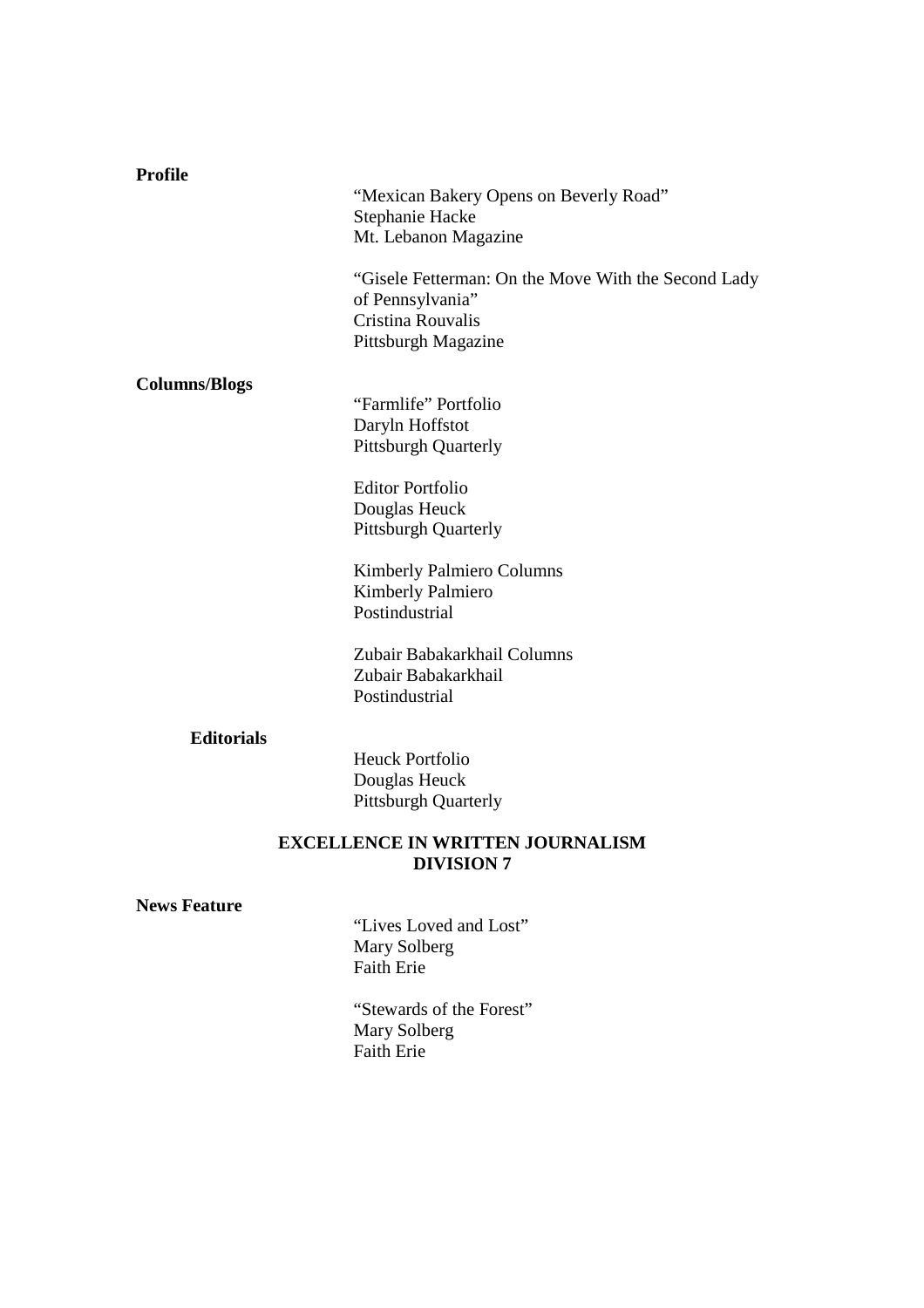**Profile**

"Mexican Bakery Opens on Beverly Road"
Stephanie Hacke
Mt. Lebanon Magazine

"Gisele Fetterman: On the Move With the Second Lady of Pennsylvania"
Cristina Rouvalis
Pittsburgh Magazine

**Columns/Blogs**

"Farmlife" Portfolio
Daryln Hoffstot
Pittsburgh Quarterly

Editor Portfolio
Douglas Heuck
Pittsburgh Quarterly

Kimberly Palmiero Columns
Kimberly Palmiero
Postindustrial

Zubair Babakarkhail Columns
Zubair Babakarkhail
Postindustrial

**Editorials**

Heuck Portfolio
Douglas Heuck
Pittsburgh Quarterly

## EXCELLENCE IN WRITTEN JOURNALISM DIVISION 7

**News Feature**

"Lives Loved and Lost"
Mary Solberg
Faith Erie

"Stewards of the Forest"
Mary Solberg
Faith Erie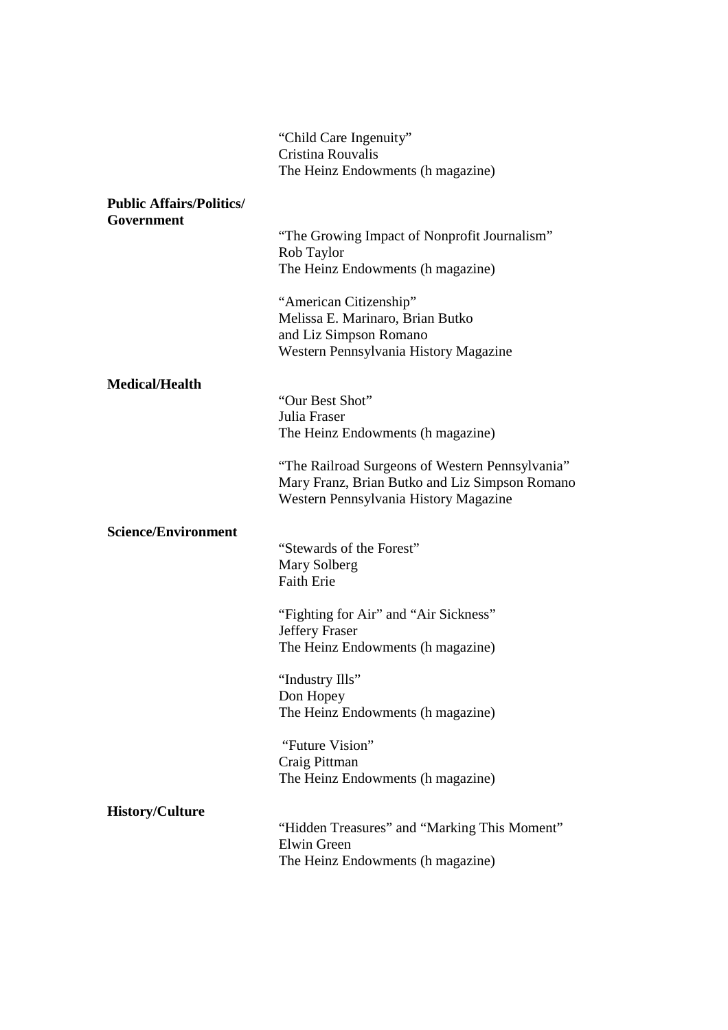"Child Care Ingenuity"
Cristina Rouvalis
The Heinz Endowments (h magazine)

**Public Affairs/Politics/ Government**

"The Growing Impact of Nonprofit Journalism"
Rob Taylor
The Heinz Endowments (h magazine)

"American Citizenship"
Melissa E. Marinaro, Brian Butko
and Liz Simpson Romano
Western Pennsylvania History Magazine

**Medical/Health**

"Our Best Shot"
Julia Fraser
The Heinz Endowments (h magazine)

"The Railroad Surgeons of Western Pennsylvania"
Mary Franz, Brian Butko and Liz Simpson Romano
Western Pennsylvania History Magazine

**Science/Environment**

"Stewards of the Forest"
Mary Solberg
Faith Erie

"Fighting for Air" and "Air Sickness"
Jeffery Fraser
The Heinz Endowments (h magazine)

"Industry Ills"
Don Hopey
The Heinz Endowments (h magazine)

"Future Vision"
Craig Pittman
The Heinz Endowments (h magazine)

**History/Culture**

"Hidden Treasures" and "Marking This Moment"
Elwin Green
The Heinz Endowments (h magazine)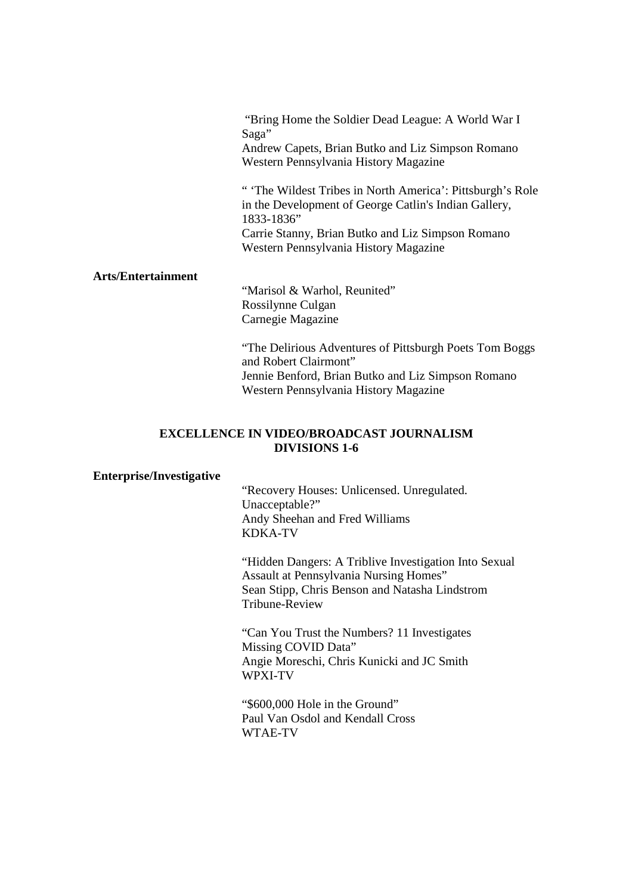"Bring Home the Soldier Dead League: A World War I Saga"
Andrew Capets, Brian Butko and Liz Simpson Romano
Western Pennsylvania History Magazine

" 'The Wildest Tribes in North America': Pittsburgh's Role in the Development of George Catlin's Indian Gallery, 1833-1836"
Carrie Stanny, Brian Butko and Liz Simpson Romano
Western Pennsylvania History Magazine

**Arts/Entertainment**

"Marisol & Warhol, Reunited"
Rossilynne Culgan
Carnegie Magazine

"The Delirious Adventures of Pittsburgh Poets Tom Boggs and Robert Clairmont"
Jennie Benford, Brian Butko and Liz Simpson Romano
Western Pennsylvania History Magazine

## EXCELLENCE IN VIDEO/BROADCAST JOURNALISM DIVISIONS 1-6

**Enterprise/Investigative**

"Recovery Houses: Unlicensed. Unregulated. Unacceptable?"
Andy Sheehan and Fred Williams
KDKA-TV

"Hidden Dangers: A Triblive Investigation Into Sexual Assault at Pennsylvania Nursing Homes"
Sean Stipp, Chris Benson and Natasha Lindstrom
Tribune-Review

"Can You Trust the Numbers? 11 Investigates Missing COVID Data"
Angie Moreschi, Chris Kunicki and JC Smith
WPXI-TV

"$600,000 Hole in the Ground"
Paul Van Osdol and Kendall Cross
WTAE-TV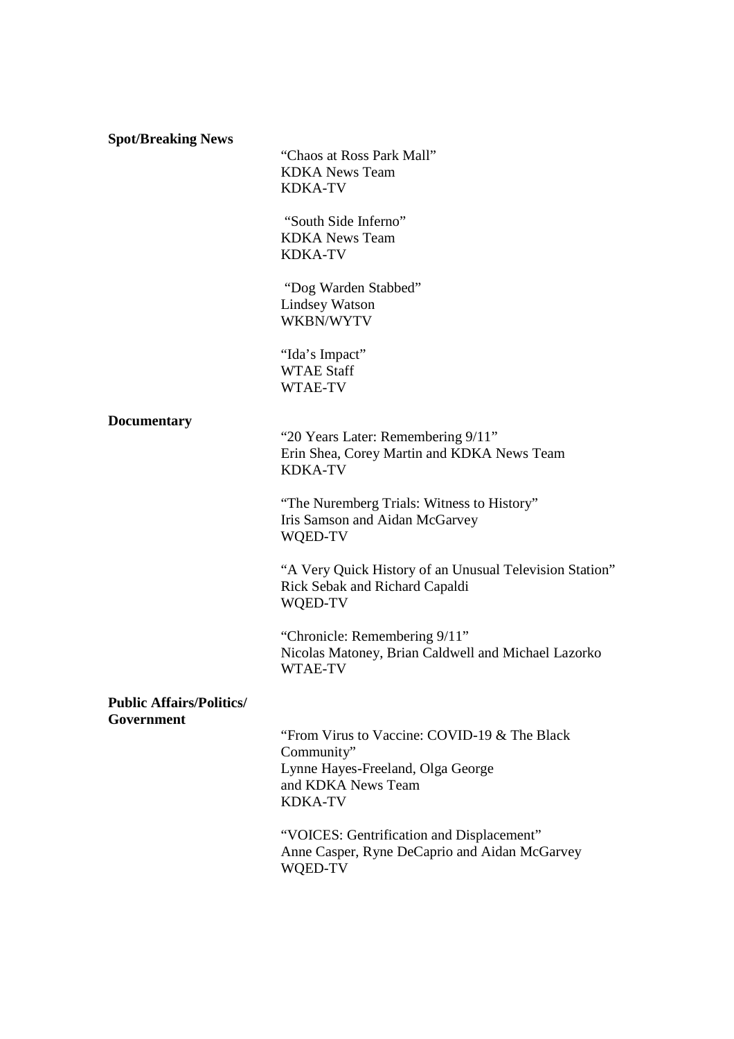**Spot/Breaking News**

"Chaos at Ross Park Mall"
KDKA News Team
KDKA-TV

"South Side Inferno"
KDKA News Team
KDKA-TV

"Dog Warden Stabbed"
Lindsey Watson
WKBN/WYTV

"Ida's Impact"
WTAE Staff
WTAE-TV

**Documentary**

"20 Years Later: Remembering 9/11"
Erin Shea, Corey Martin and KDKA News Team
KDKA-TV

"The Nuremberg Trials: Witness to History"
Iris Samson and Aidan McGarvey
WQED-TV

"A Very Quick History of an Unusual Television Station"
Rick Sebak and Richard Capaldi
WQED-TV

"Chronicle: Remembering 9/11"
Nicolas Matoney, Brian Caldwell and Michael Lazorko
WTAE-TV

**Public Affairs/Politics/ Government**

"From Virus to Vaccine: COVID-19 & The Black Community"
Lynne Hayes-Freeland, Olga George and KDKA News Team
KDKA-TV

"VOICES: Gentrification and Displacement"
Anne Casper, Ryne DeCaprio and Aidan McGarvey
WQED-TV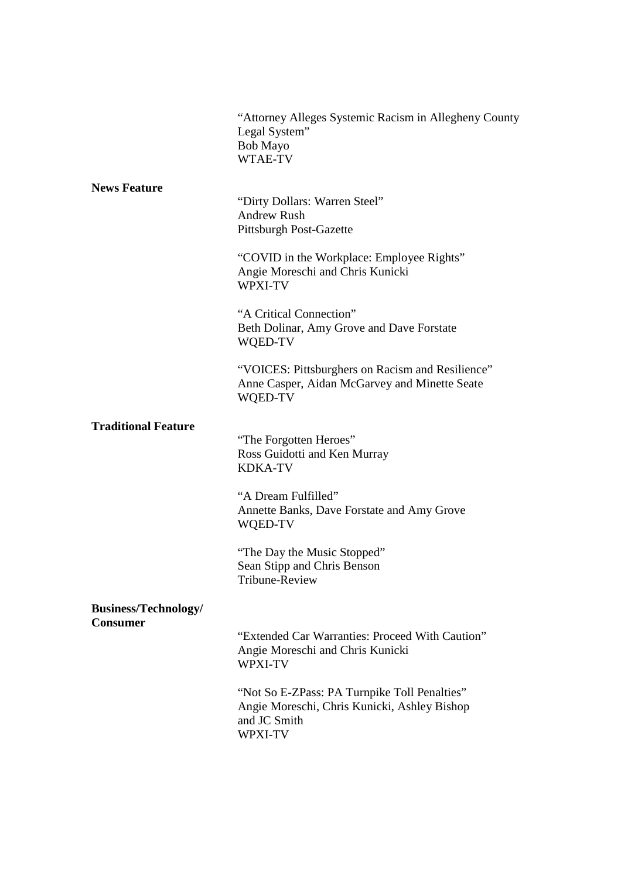"Attorney Alleges Systemic Racism in Allegheny County Legal System"
Bob Mayo
WTAE-TV

**News Feature**

"Dirty Dollars: Warren Steel"
Andrew Rush
Pittsburgh Post-Gazette

"COVID in the Workplace: Employee Rights"
Angie Moreschi and Chris Kunicki
WPXI-TV

"A Critical Connection"
Beth Dolinar, Amy Grove and Dave Forstate
WQED-TV

"VOICES: Pittsburghers on Racism and Resilience"
Anne Casper, Aidan McGarvey and Minette Seate
WQED-TV

**Traditional Feature**

"The Forgotten Heroes"
Ross Guidotti and Ken Murray
KDKA-TV

"A Dream Fulfilled"
Annette Banks, Dave Forstate and Amy Grove
WQED-TV

"The Day the Music Stopped"
Sean Stipp and Chris Benson
Tribune-Review

**Business/Technology/ Consumer**

"Extended Car Warranties: Proceed With Caution"
Angie Moreschi and Chris Kunicki
WPXI-TV

"Not So E-ZPass: PA Turnpike Toll Penalties"
Angie Moreschi, Chris Kunicki, Ashley Bishop and JC Smith
WPXI-TV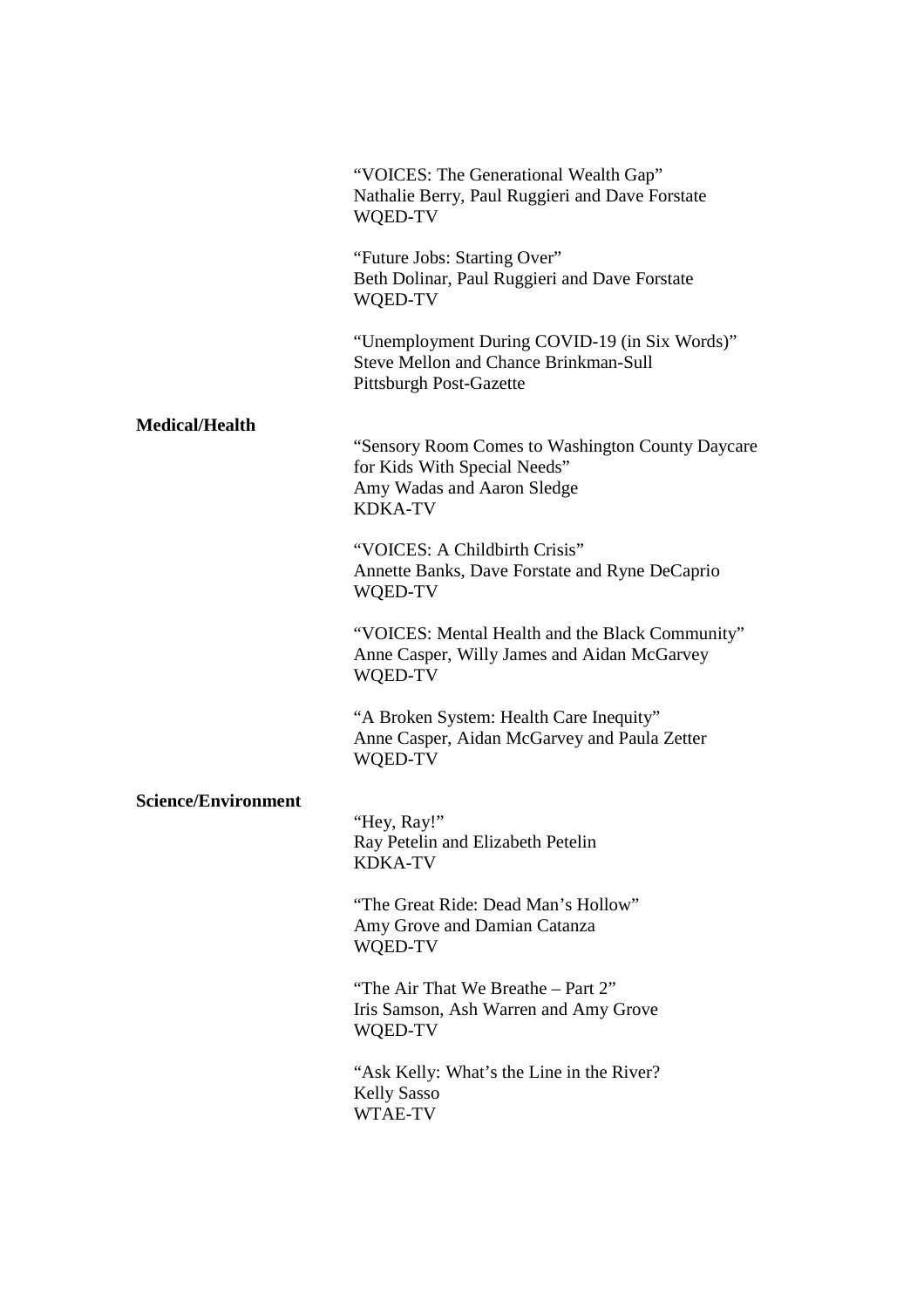"VOICES: The Generational Wealth Gap"
Nathalie Berry, Paul Ruggieri and Dave Forstate
WQED-TV

"Future Jobs: Starting Over"
Beth Dolinar, Paul Ruggieri and Dave Forstate
WQED-TV

"Unemployment During COVID-19 (in Six Words)"
Steve Mellon and Chance Brinkman-Sull
Pittsburgh Post-Gazette

**Medical/Health**

"Sensory Room Comes to Washington County Daycare for Kids With Special Needs"
Amy Wadas and Aaron Sledge
KDKA-TV

"VOICES: A Childbirth Crisis"
Annette Banks, Dave Forstate and Ryne DeCaprio
WQED-TV

"VOICES: Mental Health and the Black Community"
Anne Casper, Willy James and Aidan McGarvey
WQED-TV

"A Broken System: Health Care Inequity"
Anne Casper, Aidan McGarvey and Paula Zetter
WQED-TV

**Science/Environment**

"Hey, Ray!"
Ray Petelin and Elizabeth Petelin
KDKA-TV

"The Great Ride: Dead Man's Hollow"
Amy Grove and Damian Catanza
WQED-TV

"The Air That We Breathe – Part 2"
Iris Samson, Ash Warren and Amy Grove
WQED-TV

"Ask Kelly: What's the Line in the River?
Kelly Sasso
WTAE-TV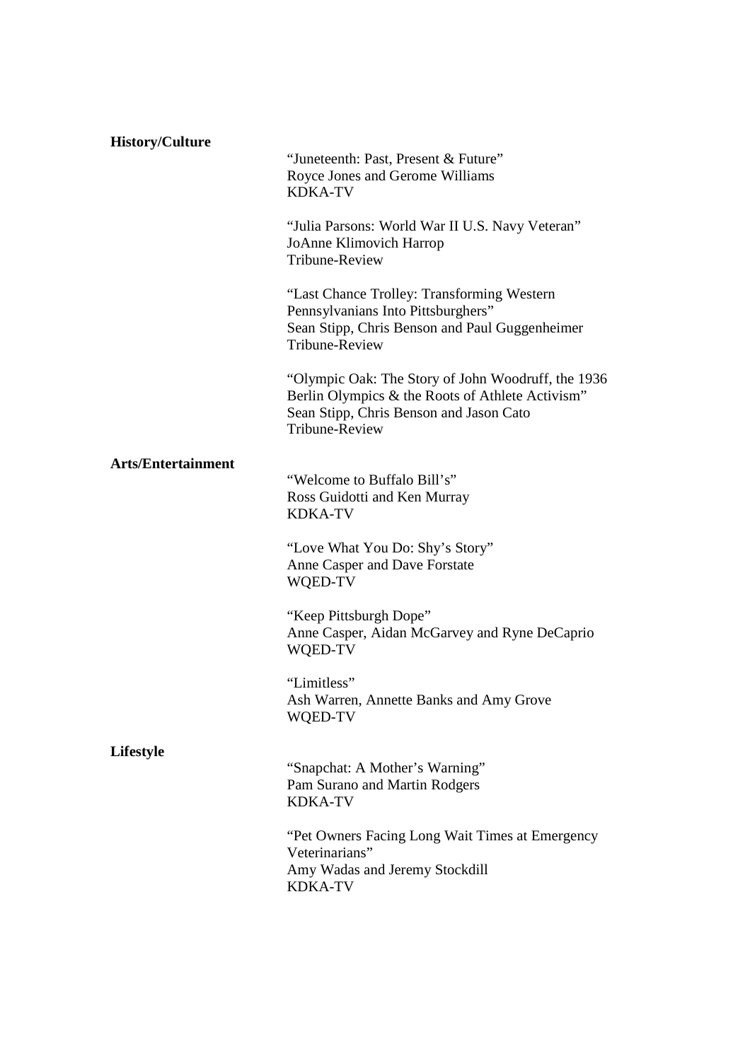**History/Culture**

"Juneteenth: Past, Present & Future"
Royce Jones and Gerome Williams
KDKA-TV

"Julia Parsons: World War II U.S. Navy Veteran"
JoAnne Klimovich Harrop
Tribune-Review

"Last Chance Trolley: Transforming Western Pennsylvanians Into Pittsburghers"
Sean Stipp, Chris Benson and Paul Guggenheimer
Tribune-Review

"Olympic Oak: The Story of John Woodruff, the 1936 Berlin Olympics & the Roots of Athlete Activism"
Sean Stipp, Chris Benson and Jason Cato
Tribune-Review

**Arts/Entertainment**

"Welcome to Buffalo Bill's"
Ross Guidotti and Ken Murray
KDKA-TV

"Love What You Do: Shy's Story"
Anne Casper and Dave Forstate
WQED-TV

"Keep Pittsburgh Dope"
Anne Casper, Aidan McGarvey and Ryne DeCaprio
WQED-TV

"Limitless"
Ash Warren, Annette Banks and Amy Grove
WQED-TV

**Lifestyle**

"Snapchat: A Mother's Warning"
Pam Surano and Martin Rodgers
KDKA-TV

"Pet Owners Facing Long Wait Times at Emergency Veterinarians"
Amy Wadas and Jeremy Stockdill
KDKA-TV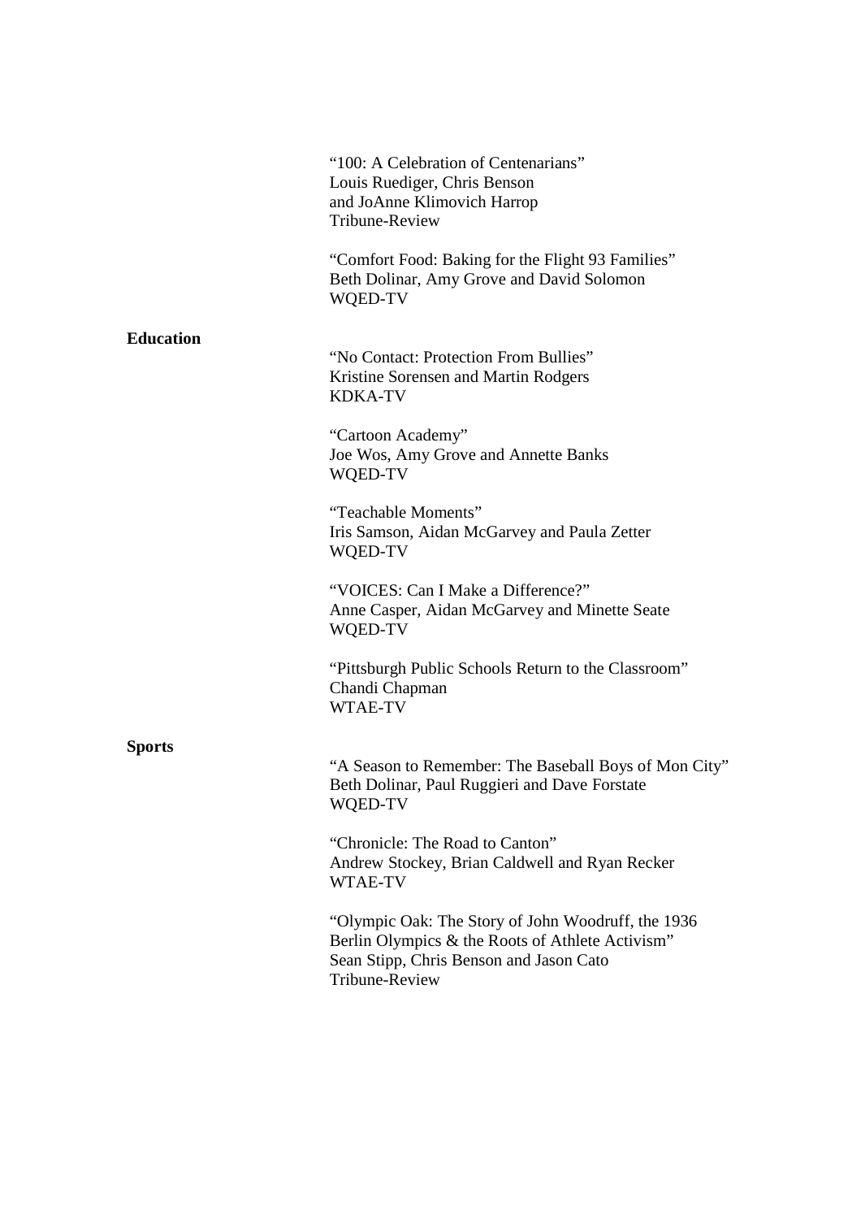"100: A Celebration of Centenarians"
Louis Ruediger, Chris Benson
and JoAnne Klimovich Harrop
Tribune-Review

"Comfort Food: Baking for the Flight 93 Families"
Beth Dolinar, Amy Grove and David Solomon
WQED-TV

**Education**

"No Contact: Protection From Bullies"
Kristine Sorensen and Martin Rodgers
KDKA-TV

"Cartoon Academy"
Joe Wos, Amy Grove and Annette Banks
WQED-TV

"Teachable Moments"
Iris Samson, Aidan McGarvey and Paula Zetter
WQED-TV

"VOICES: Can I Make a Difference?"
Anne Casper, Aidan McGarvey and Minette Seate
WQED-TV

"Pittsburgh Public Schools Return to the Classroom"
Chandi Chapman
WTAE-TV

**Sports**

"A Season to Remember: The Baseball Boys of Mon City"
Beth Dolinar, Paul Ruggieri and Dave Forstate
WQED-TV

"Chronicle: The Road to Canton"
Andrew Stockey, Brian Caldwell and Ryan Recker
WTAE-TV

"Olympic Oak: The Story of John Woodruff, the 1936 Berlin Olympics & the Roots of Athlete Activism"
Sean Stipp, Chris Benson and Jason Cato
Tribune-Review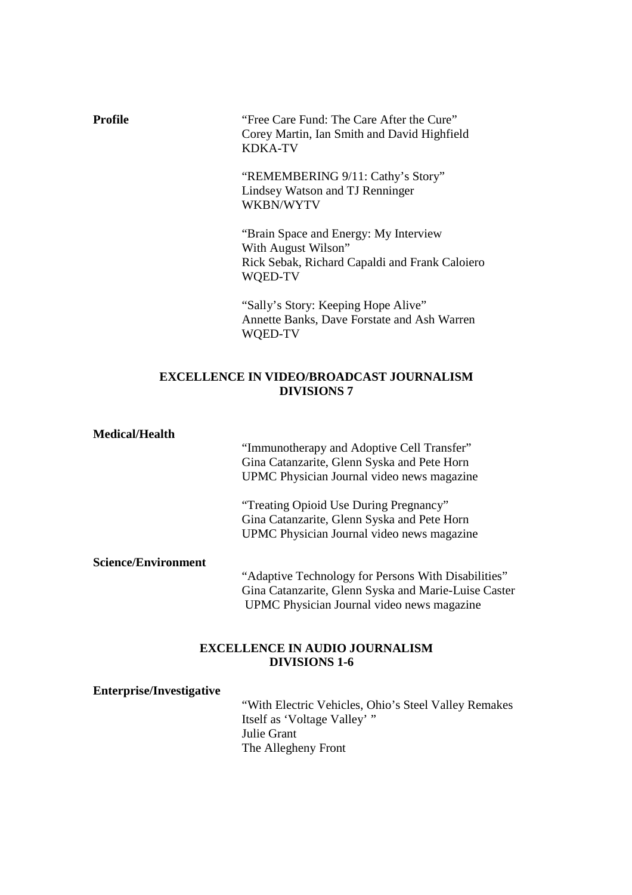**Profile**

"Free Care Fund: The Care After the Cure"
Corey Martin, Ian Smith and David Highfield
KDKA-TV

"REMEMBERING 9/11: Cathy's Story"
Lindsey Watson and TJ Renninger
WKBN/WYTV

"Brain Space and Energy: My Interview
With August Wilson"
Rick Sebak, Richard Capaldi and Frank Caloiero
WQED-TV

"Sally's Story: Keeping Hope Alive"
Annette Banks, Dave Forstate and Ash Warren
WQED-TV

## EXCELLENCE IN VIDEO/BROADCAST JOURNALISM DIVISIONS 7

**Medical/Health**

"Immunotherapy and Adoptive Cell Transfer"
Gina Catanzarite, Glenn Syska and Pete Horn
UPMC Physician Journal video news magazine

"Treating Opioid Use During Pregnancy"
Gina Catanzarite, Glenn Syska and Pete Horn
UPMC Physician Journal video news magazine

**Science/Environment**

"Adaptive Technology for Persons With Disabilities"
Gina Catanzarite, Glenn Syska and Marie-Luise Caster
UPMC Physician Journal video news magazine

## EXCELLENCE IN AUDIO JOURNALISM DIVISIONS 1-6

**Enterprise/Investigative**

"With Electric Vehicles, Ohio's Steel Valley Remakes Itself as 'Voltage Valley' "
Julie Grant
The Allegheny Front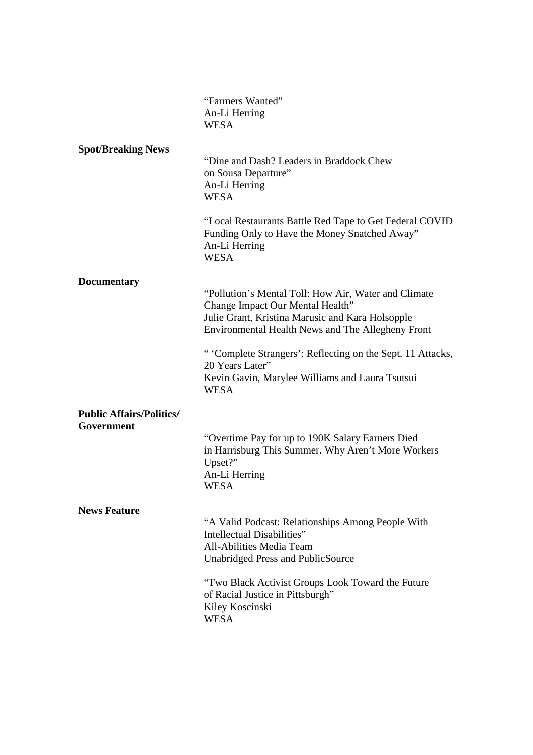"Farmers Wanted"
An-Li Herring
WESA

**Spot/Breaking News**

"Dine and Dash? Leaders in Braddock Chew on Sousa Departure"
An-Li Herring
WESA

"Local Restaurants Battle Red Tape to Get Federal COVID Funding Only to Have the Money Snatched Away"
An-Li Herring
WESA

**Documentary**

"Pollution's Mental Toll: How Air, Water and Climate Change Impact Our Mental Health"
Julie Grant, Kristina Marusic and Kara Holsopple
Environmental Health News and The Allegheny Front

" 'Complete Strangers': Reflecting on the Sept. 11 Attacks, 20 Years Later"
Kevin Gavin, Marylee Williams and Laura Tsutsui
WESA

**Public Affairs/Politics/ Government**

"Overtime Pay for up to 190K Salary Earners Died in Harrisburg This Summer. Why Aren't More Workers Upset?"
An-Li Herring
WESA

**News Feature**

"A Valid Podcast: Relationships Among People With Intellectual Disabilities"
All-Abilities Media Team
Unabridged Press and PublicSource

"Two Black Activist Groups Look Toward the Future of Racial Justice in Pittsburgh"
Kiley Koscinski
WESA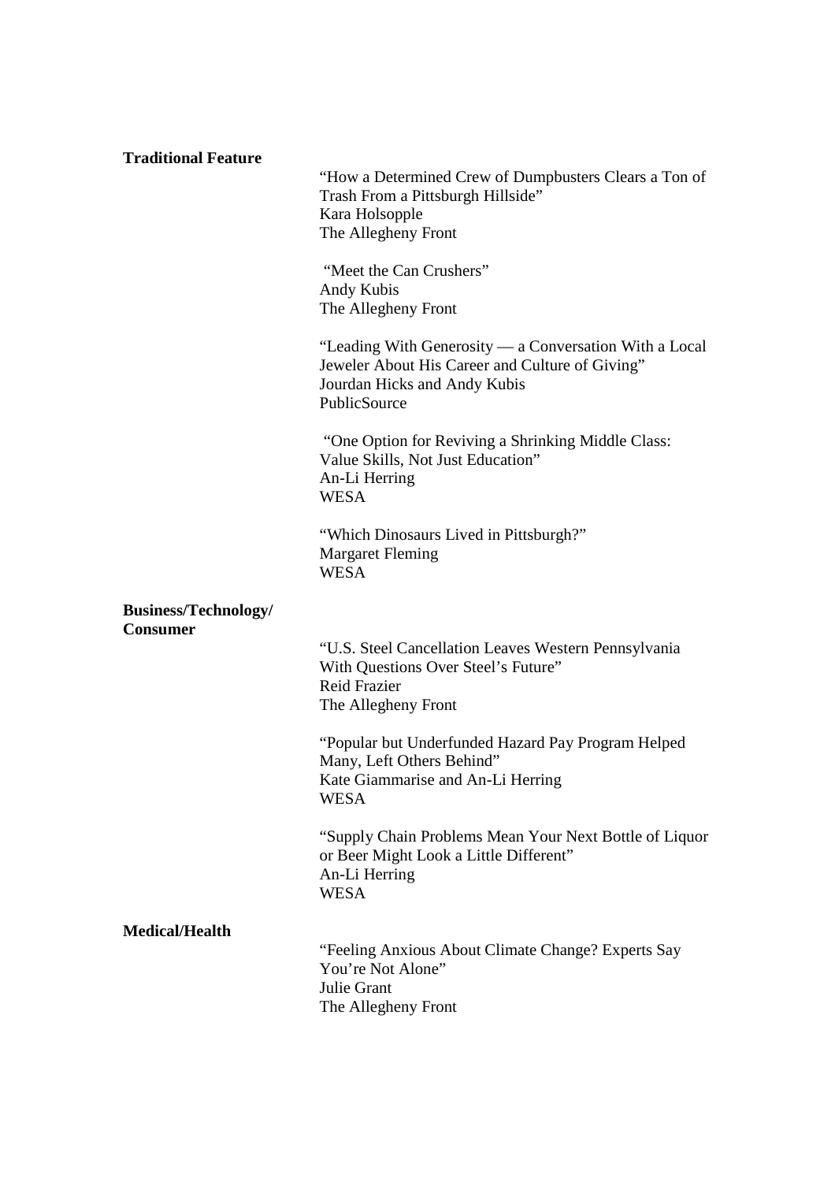**Traditional Feature**

"How a Determined Crew of Dumpbusters Clears a Ton of Trash From a Pittsburgh Hillside"
Kara Holsopple
The Allegheny Front

"Meet the Can Crushers"
Andy Kubis
The Allegheny Front

"Leading With Generosity — a Conversation With a Local Jeweler About His Career and Culture of Giving"
Jourdan Hicks and Andy Kubis
PublicSource

"One Option for Reviving a Shrinking Middle Class: Value Skills, Not Just Education"
An-Li Herring
WESA

"Which Dinosaurs Lived in Pittsburgh?"
Margaret Fleming
WESA

**Business/Technology/ Consumer**

"U.S. Steel Cancellation Leaves Western Pennsylvania With Questions Over Steel's Future"
Reid Frazier
The Allegheny Front

"Popular but Underfunded Hazard Pay Program Helped Many, Left Others Behind"
Kate Giammarise and An-Li Herring
WESA

"Supply Chain Problems Mean Your Next Bottle of Liquor or Beer Might Look a Little Different"
An-Li Herring
WESA

**Medical/Health**

"Feeling Anxious About Climate Change? Experts Say You're Not Alone"
Julie Grant
The Allegheny Front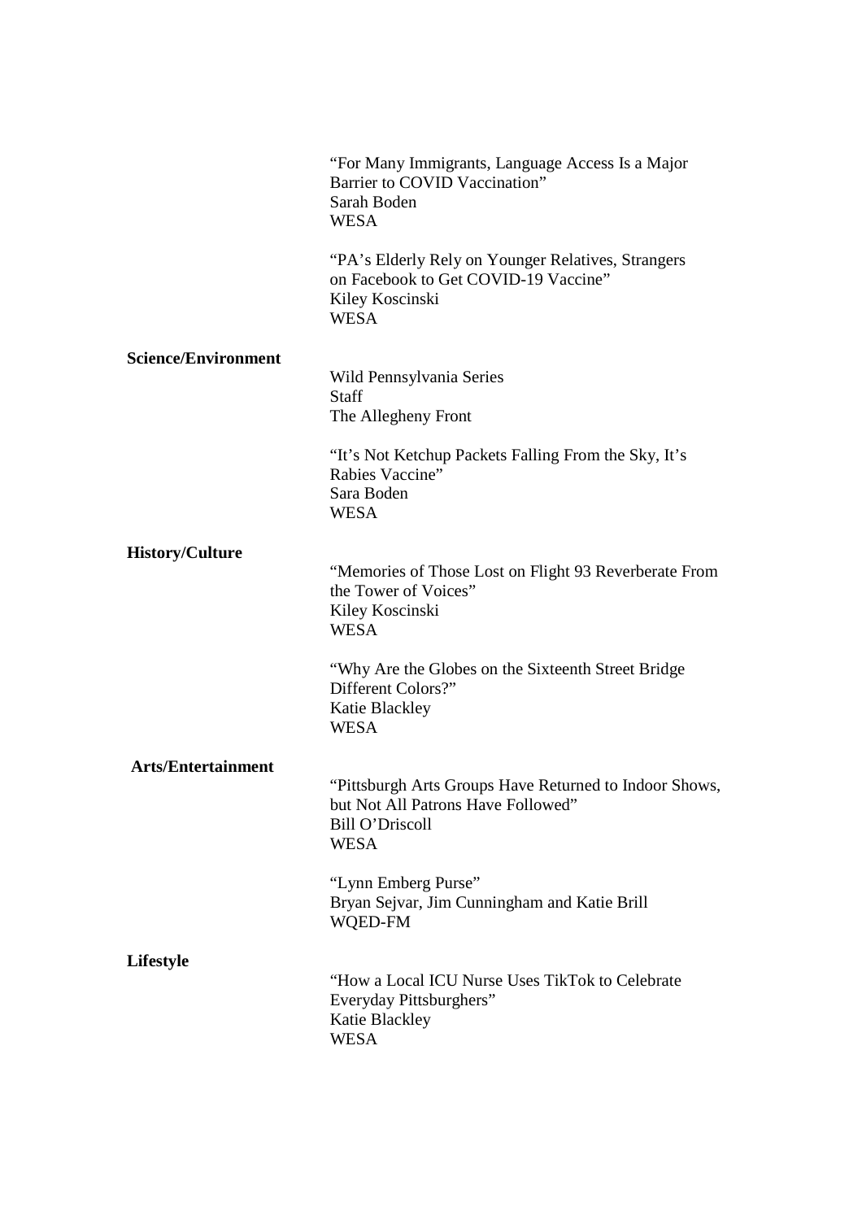"For Many Immigrants, Language Access Is a Major Barrier to COVID Vaccination"
Sarah Boden
WESA

"PA's Elderly Rely on Younger Relatives, Strangers on Facebook to Get COVID-19 Vaccine"
Kiley Koscinski
WESA

**Science/Environment**

Wild Pennsylvania Series
Staff
The Allegheny Front

"It's Not Ketchup Packets Falling From the Sky, It's Rabies Vaccine"
Sara Boden
WESA

**History/Culture**

"Memories of Those Lost on Flight 93 Reverberate From the Tower of Voices"
Kiley Koscinski
WESA

"Why Are the Globes on the Sixteenth Street Bridge Different Colors?"
Katie Blackley
WESA

**Arts/Entertainment**

"Pittsburgh Arts Groups Have Returned to Indoor Shows, but Not All Patrons Have Followed"
Bill O'Driscoll
WESA

"Lynn Emberg Purse"
Bryan Sejvar, Jim Cunningham and Katie Brill
WQED-FM

**Lifestyle**

"How a Local ICU Nurse Uses TikTok to Celebrate Everyday Pittsburghers"
Katie Blackley
WESA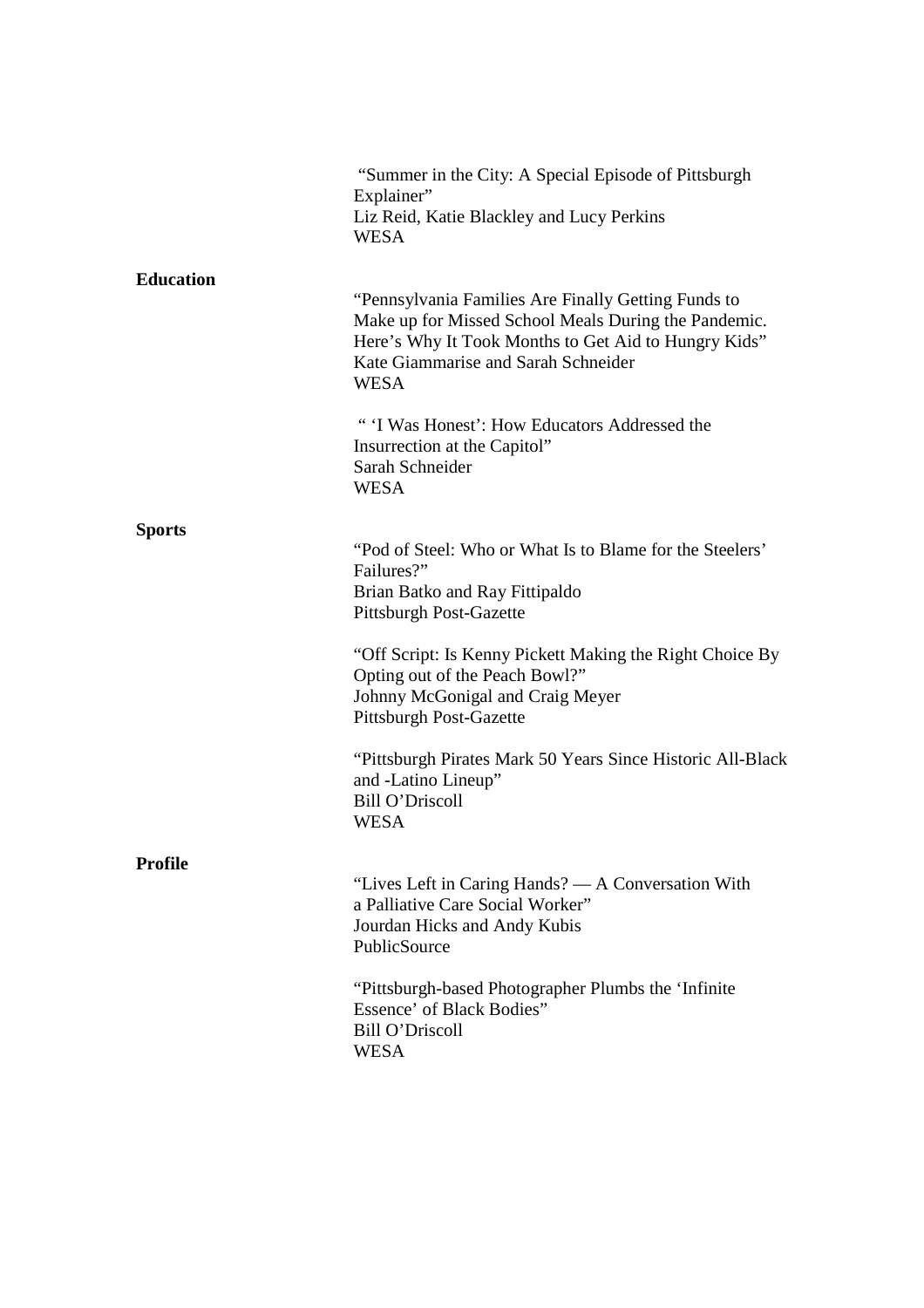"Summer in the City: A Special Episode of Pittsburgh Explainer"
Liz Reid, Katie Blackley and Lucy Perkins
WESA

**Education**

"Pennsylvania Families Are Finally Getting Funds to Make up for Missed School Meals During the Pandemic. Here's Why It Took Months to Get Aid to Hungry Kids"
Kate Giammarise and Sarah Schneider
WESA

" 'I Was Honest': How Educators Addressed the Insurrection at the Capitol"
Sarah Schneider
WESA

**Sports**

"Pod of Steel: Who or What Is to Blame for the Steelers' Failures?"
Brian Batko and Ray Fittipaldo
Pittsburgh Post-Gazette

"Off Script: Is Kenny Pickett Making the Right Choice By Opting out of the Peach Bowl?"
Johnny McGonigal and Craig Meyer
Pittsburgh Post-Gazette

"Pittsburgh Pirates Mark 50 Years Since Historic All-Black and -Latino Lineup"
Bill O'Driscoll
WESA

**Profile**

"Lives Left in Caring Hands? — A Conversation With a Palliative Care Social Worker"
Jourdan Hicks and Andy Kubis
PublicSource

"Pittsburgh-based Photographer Plumbs the 'Infinite Essence' of Black Bodies"
Bill O'Driscoll
WESA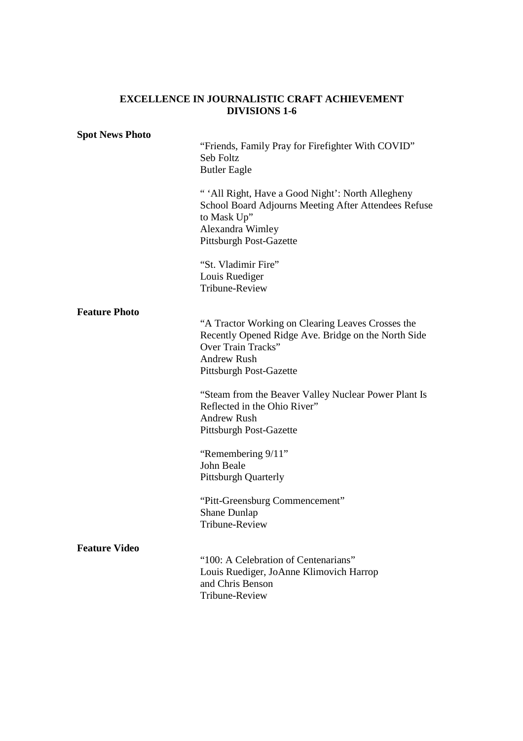# EXCELLENCE IN JOURNALISTIC CRAFT ACHIEVEMENT
## DIVISIONS 1-6

**Spot News Photo**

“Friends, Family Pray for Firefighter With COVID”
Seb Foltz
Butler Eagle

“ ‘All Right, Have a Good Night’: North Allegheny School Board Adjourns Meeting After Attendees Refuse to Mask Up”
Alexandra Wimley
Pittsburgh Post-Gazette

“St. Vladimir Fire”
Louis Ruediger
Tribune-Review

**Feature Photo**

“A Tractor Working on Clearing Leaves Crosses the Recently Opened Ridge Ave. Bridge on the North Side Over Train Tracks”
Andrew Rush
Pittsburgh Post-Gazette

“Steam from the Beaver Valley Nuclear Power Plant Is Reflected in the Ohio River”
Andrew Rush
Pittsburgh Post-Gazette

“Remembering 9/11”
John Beale
Pittsburgh Quarterly

“Pitt-Greensburg Commencement”
Shane Dunlap
Tribune-Review

**Feature Video**

“100: A Celebration of Centenarians”
Louis Ruediger, JoAnne Klimovich Harrop and Chris Benson
Tribune-Review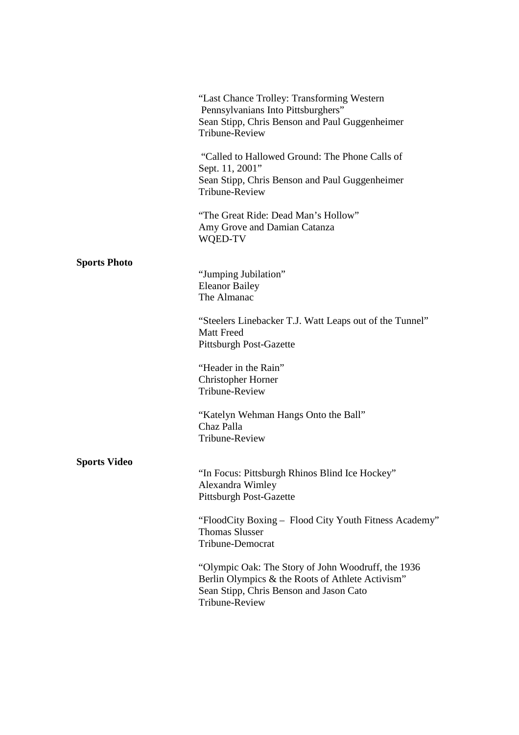"Last Chance Trolley: Transforming Western Pennsylvanians Into Pittsburghers"
Sean Stipp, Chris Benson and Paul Guggenheimer
Tribune-Review

"Called to Hallowed Ground: The Phone Calls of Sept. 11, 2001"
Sean Stipp, Chris Benson and Paul Guggenheimer
Tribune-Review

"The Great Ride: Dead Man's Hollow"
Amy Grove and Damian Catanza
WQED-TV

**Sports Photo**

"Jumping Jubilation"
Eleanor Bailey
The Almanac

"Steelers Linebacker T.J. Watt Leaps out of the Tunnel"
Matt Freed
Pittsburgh Post-Gazette

"Header in the Rain"
Christopher Horner
Tribune-Review

"Katelyn Wehman Hangs Onto the Ball"
Chaz Palla
Tribune-Review

**Sports Video**

"In Focus: Pittsburgh Rhinos Blind Ice Hockey"
Alexandra Wimley
Pittsburgh Post-Gazette

"FloodCity Boxing – Flood City Youth Fitness Academy"
Thomas Slusser
Tribune-Democrat

"Olympic Oak: The Story of John Woodruff, the 1936 Berlin Olympics & the Roots of Athlete Activism"
Sean Stipp, Chris Benson and Jason Cato
Tribune-Review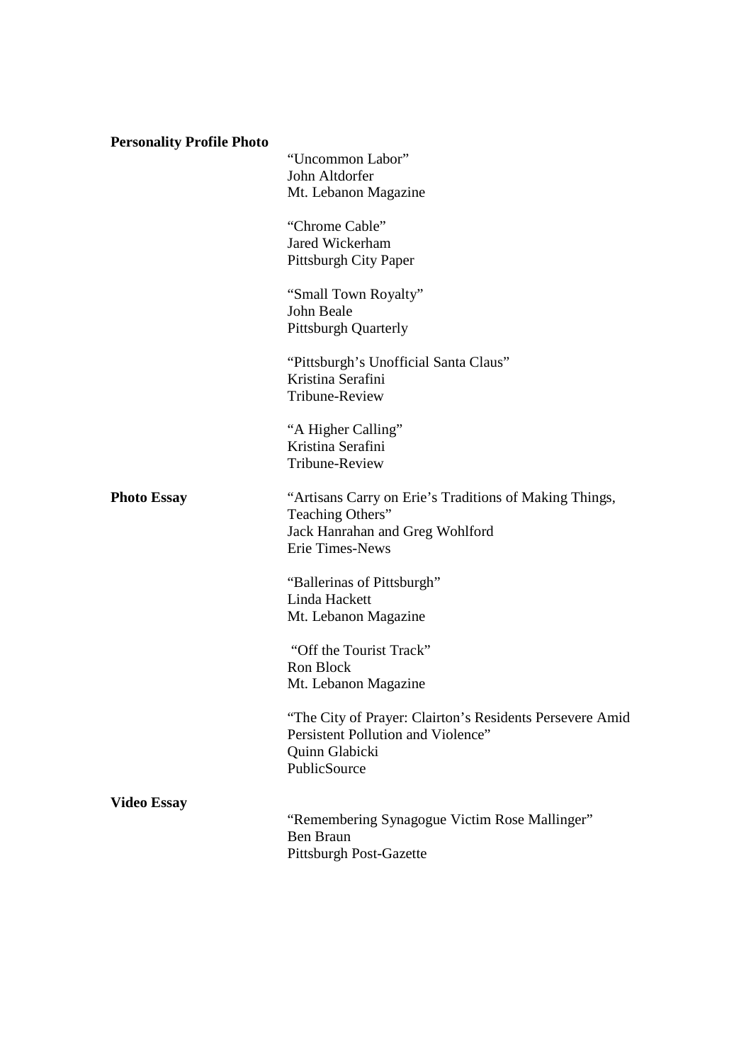**Personality Profile Photo**

"Uncommon Labor"
John Altdorfer
Mt. Lebanon Magazine

"Chrome Cable"
Jared Wickerham
Pittsburgh City Paper

"Small Town Royalty"
John Beale
Pittsburgh Quarterly

"Pittsburgh's Unofficial Santa Claus"
Kristina Serafini
Tribune-Review

"A Higher Calling"
Kristina Serafini
Tribune-Review

**Photo Essay**

"Artisans Carry on Erie's Traditions of Making Things, Teaching Others"
Jack Hanrahan and Greg Wohlford
Erie Times-News

"Ballerinas of Pittsburgh"
Linda Hackett
Mt. Lebanon Magazine

"Off the Tourist Track"
Ron Block
Mt. Lebanon Magazine

"The City of Prayer: Clairton's Residents Persevere Amid Persistent Pollution and Violence"
Quinn Glabicki
PublicSource

**Video Essay**

"Remembering Synagogue Victim Rose Mallinger"
Ben Braun
Pittsburgh Post-Gazette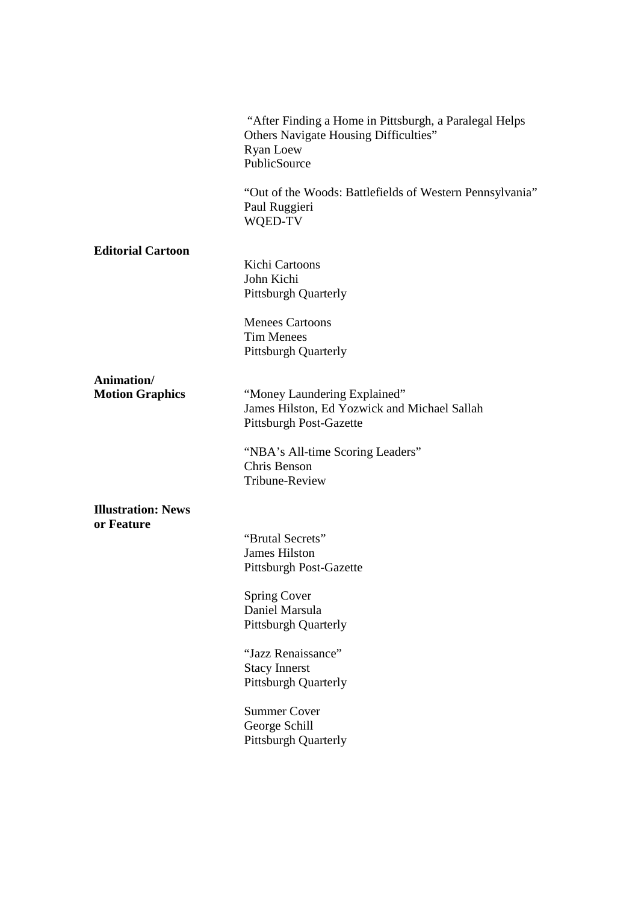"After Finding a Home in Pittsburgh, a Paralegal Helps Others Navigate Housing Difficulties"
Ryan Loew
PublicSource

"Out of the Woods: Battlefields of Western Pennsylvania"
Paul Ruggieri
WQED-TV

**Editorial Cartoon**

Kichi Cartoons
John Kichi
Pittsburgh Quarterly

Menees Cartoons
Tim Menees
Pittsburgh Quarterly

**Animation/ Motion Graphics**

"Money Laundering Explained"
James Hilston, Ed Yozwick and Michael Sallah
Pittsburgh Post-Gazette

"NBA's All-time Scoring Leaders"
Chris Benson
Tribune-Review

**Illustration: News or Feature**

"Brutal Secrets"
James Hilston
Pittsburgh Post-Gazette

Spring Cover
Daniel Marsula
Pittsburgh Quarterly

"Jazz Renaissance"
Stacy Innerst
Pittsburgh Quarterly

Summer Cover
George Schill
Pittsburgh Quarterly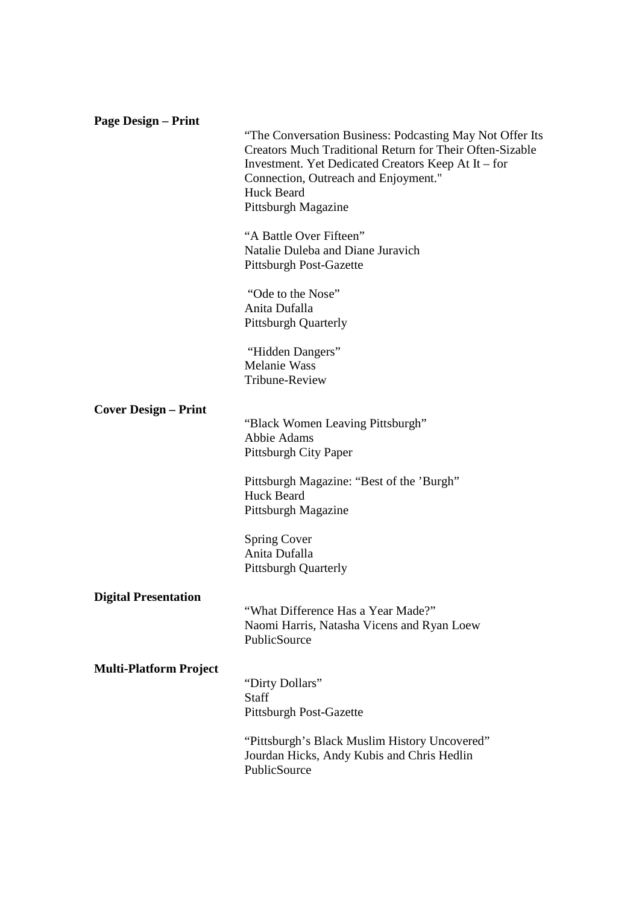**Page Design – Print**

"The Conversation Business: Podcasting May Not Offer Its Creators Much Traditional Return for Their Often-Sizable Investment. Yet Dedicated Creators Keep At It – for Connection, Outreach and Enjoyment."
Huck Beard
Pittsburgh Magazine

"A Battle Over Fifteen"
Natalie Duleba and Diane Juravich
Pittsburgh Post-Gazette

"Ode to the Nose"
Anita Dufalla
Pittsburgh Quarterly

"Hidden Dangers"
Melanie Wass
Tribune-Review

**Cover Design – Print**

"Black Women Leaving Pittsburgh"
Abbie Adams
Pittsburgh City Paper

Pittsburgh Magazine: "Best of the 'Burgh"
Huck Beard
Pittsburgh Magazine

Spring Cover
Anita Dufalla
Pittsburgh Quarterly

**Digital Presentation**

"What Difference Has a Year Made?"
Naomi Harris, Natasha Vicens and Ryan Loew
PublicSource

**Multi-Platform Project**

"Dirty Dollars"
Staff
Pittsburgh Post-Gazette

"Pittsburgh's Black Muslim History Uncovered"
Jourdan Hicks, Andy Kubis and Chris Hedlin
PublicSource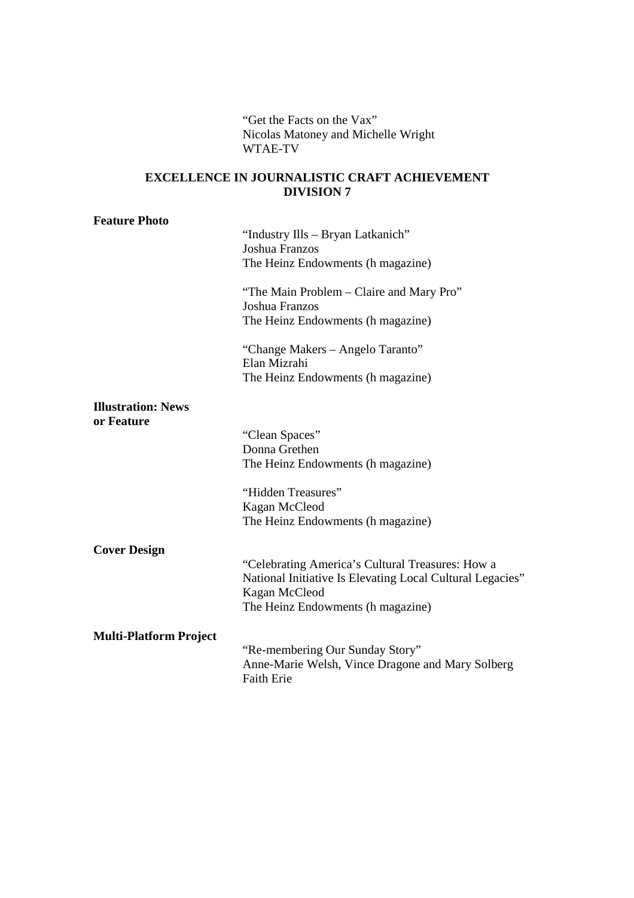"Get the Facts on the Vax"
Nicolas Matoney and Michelle Wright
WTAE-TV

## EXCELLENCE IN JOURNALISTIC CRAFT ACHIEVEMENT DIVISION 7

**Feature Photo**

"Industry Ills – Bryan Latkanich"
Joshua Franzos
The Heinz Endowments (h magazine)

"The Main Problem – Claire and Mary Pro"
Joshua Franzos
The Heinz Endowments (h magazine)

"Change Makers – Angelo Taranto"
Elan Mizrahi
The Heinz Endowments (h magazine)

**Illustration: News or Feature**

"Clean Spaces"
Donna Grethen
The Heinz Endowments (h magazine)

"Hidden Treasures"
Kagan McCleod
The Heinz Endowments (h magazine)

**Cover Design**

"Celebrating America's Cultural Treasures: How a National Initiative Is Elevating Local Cultural Legacies"
Kagan McCleod
The Heinz Endowments (h magazine)

**Multi-Platform Project**

"Re-membering Our Sunday Story"
Anne-Marie Welsh, Vince Dragone and Mary Solberg
Faith Erie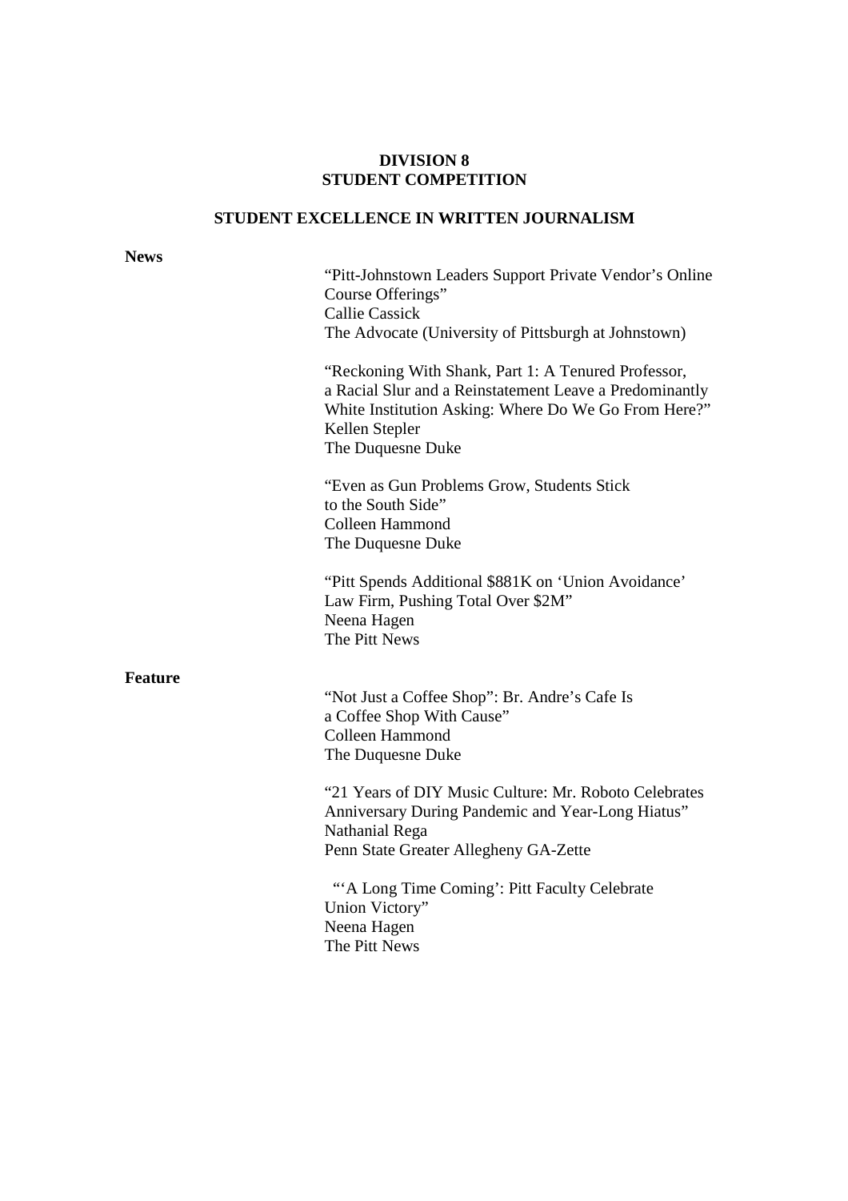## DIVISION 8
## STUDENT COMPETITION

### STUDENT EXCELLENCE IN WRITTEN JOURNALISM

**News**

"Pitt-Johnstown Leaders Support Private Vendor's Online Course Offerings"
Callie Cassick
The Advocate (University of Pittsburgh at Johnstown)

"Reckoning With Shank, Part 1: A Tenured Professor, a Racial Slur and a Reinstatement Leave a Predominantly White Institution Asking: Where Do We Go From Here?"
Kellen Stepler
The Duquesne Duke

"Even as Gun Problems Grow, Students Stick to the South Side"
Colleen Hammond
The Duquesne Duke

"Pitt Spends Additional $881K on 'Union Avoidance' Law Firm, Pushing Total Over $2M"
Neena Hagen
The Pitt News

**Feature**

"Not Just a Coffee Shop": Br. Andre's Cafe Is a Coffee Shop With Cause"
Colleen Hammond
The Duquesne Duke

"21 Years of DIY Music Culture: Mr. Roboto Celebrates Anniversary During Pandemic and Year-Long Hiatus"
Nathanial Rega
Penn State Greater Allegheny GA-Zette

"'A Long Time Coming': Pitt Faculty Celebrate Union Victory"
Neena Hagen
The Pitt News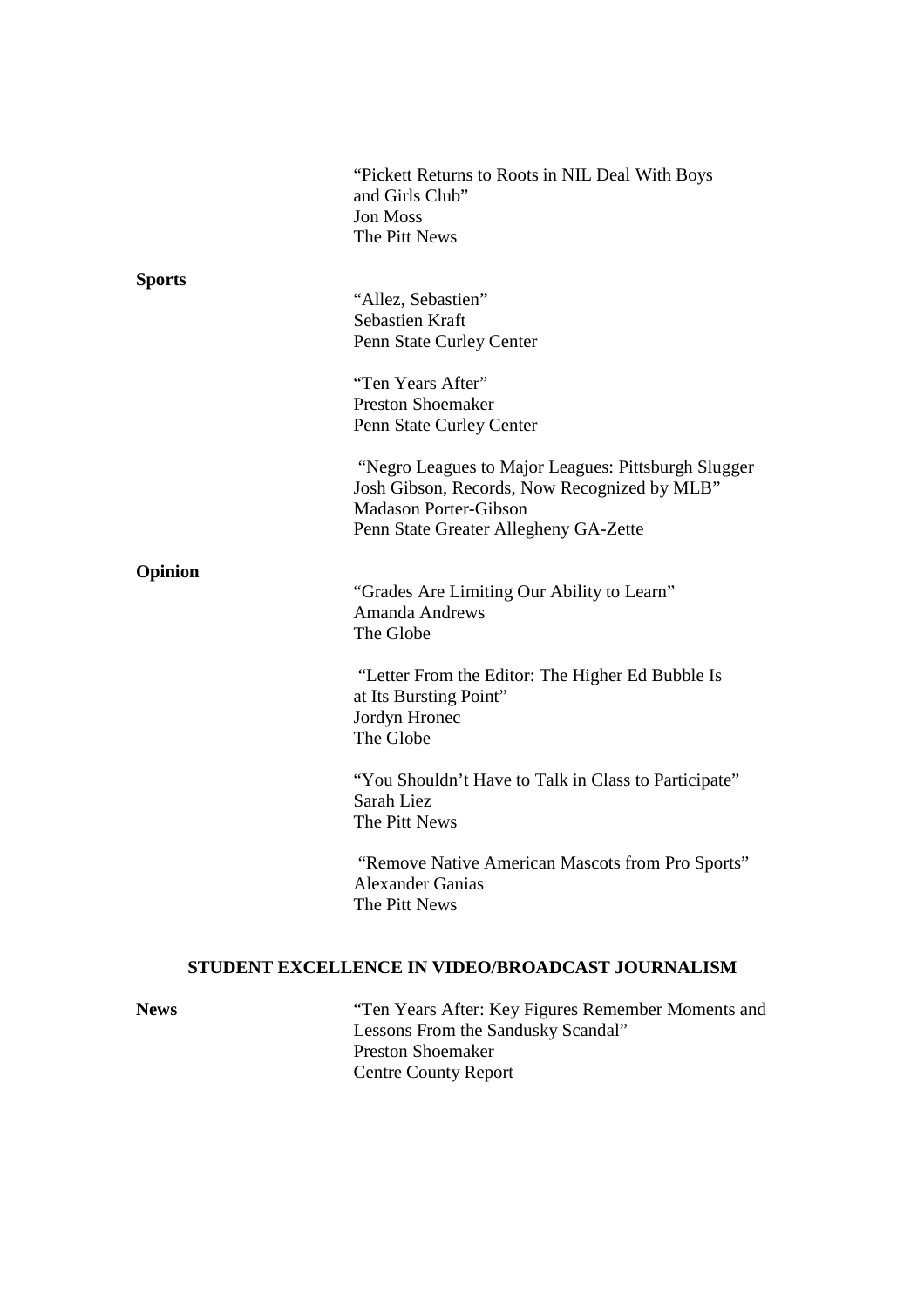"Pickett Returns to Roots in NIL Deal With Boys and Girls Club"
Jon Moss
The Pitt News

**Sports**

"Allez, Sebastien"
Sebastien Kraft
Penn State Curley Center

"Ten Years After"
Preston Shoemaker
Penn State Curley Center

"Negro Leagues to Major Leagues: Pittsburgh Slugger Josh Gibson, Records, Now Recognized by MLB"
Madason Porter-Gibson
Penn State Greater Allegheny GA-Zette

**Opinion**

"Grades Are Limiting Our Ability to Learn"
Amanda Andrews
The Globe

"Letter From the Editor: The Higher Ed Bubble Is at Its Bursting Point"
Jordyn Hronec
The Globe

"You Shouldn't Have to Talk in Class to Participate"
Sarah Liez
The Pitt News

"Remove Native American Mascots from Pro Sports"
Alexander Ganias
The Pitt News

## STUDENT EXCELLENCE IN VIDEO/BROADCAST JOURNALISM

**News**

"Ten Years After: Key Figures Remember Moments and Lessons From the Sandusky Scandal"
Preston Shoemaker
Centre County Report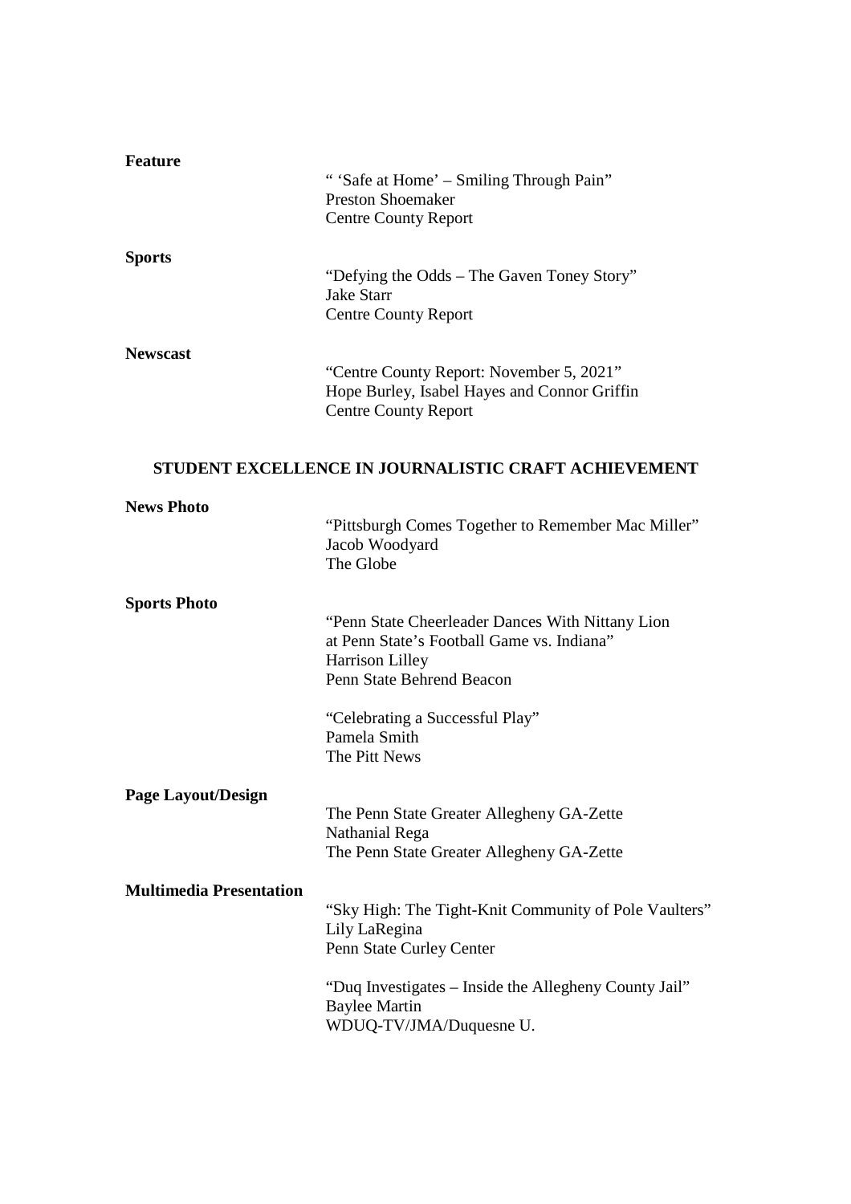**Feature**

" 'Safe at Home' – Smiling Through Pain"
Preston Shoemaker
Centre County Report

**Sports**

"Defying the Odds – The Gaven Toney Story"
Jake Starr
Centre County Report

**Newscast**

"Centre County Report: November 5, 2021"
Hope Burley, Isabel Hayes and Connor Griffin
Centre County Report

## STUDENT EXCELLENCE IN JOURNALISTIC CRAFT ACHIEVEMENT

**News Photo**

"Pittsburgh Comes Together to Remember Mac Miller"
Jacob Woodyard
The Globe

**Sports Photo**

"Penn State Cheerleader Dances With Nittany Lion at Penn State's Football Game vs. Indiana"
Harrison Lilley
Penn State Behrend Beacon

"Celebrating a Successful Play"
Pamela Smith
The Pitt News

**Page Layout/Design**

The Penn State Greater Allegheny GA-Zette
Nathanial Rega
The Penn State Greater Allegheny GA-Zette

**Multimedia Presentation**

"Sky High: The Tight-Knit Community of Pole Vaulters"
Lily LaRegina
Penn State Curley Center

"Duq Investigates – Inside the Allegheny County Jail"
Baylee Martin
WDUQ-TV/JMA/Duquesne U.